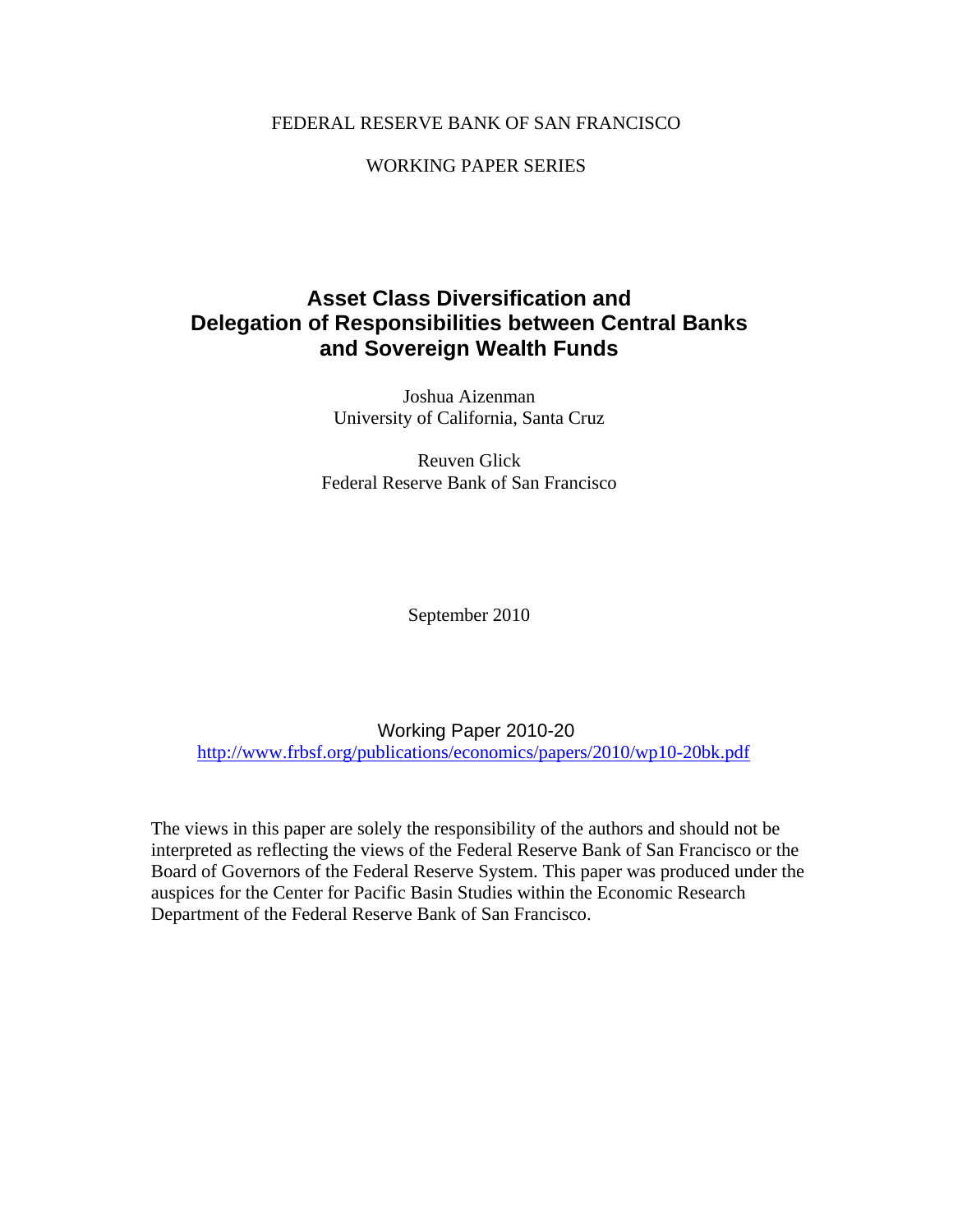FEDERAL RESERVE BANK OF SAN FRANCISCO

WORKING PAPER SERIES

# Asset Class Diversification and Delegation of Responsibilities between Central Banks and Sovereign Wealth Funds

Joshua Aizenman
University of California, Santa Cruz

Reuven Glick
Federal Reserve Bank of San Francisco

September 2010

Working Paper 2010-20
http://www.frbsf.org/publications/economics/papers/2010/wp10-20bk.pdf

The views in this paper are solely the responsibility of the authors and should not be interpreted as reflecting the views of the Federal Reserve Bank of San Francisco or the Board of Governors of the Federal Reserve System. This paper was produced under the auspices for the Center for Pacific Basin Studies within the Economic Research Department of the Federal Reserve Bank of San Francisco.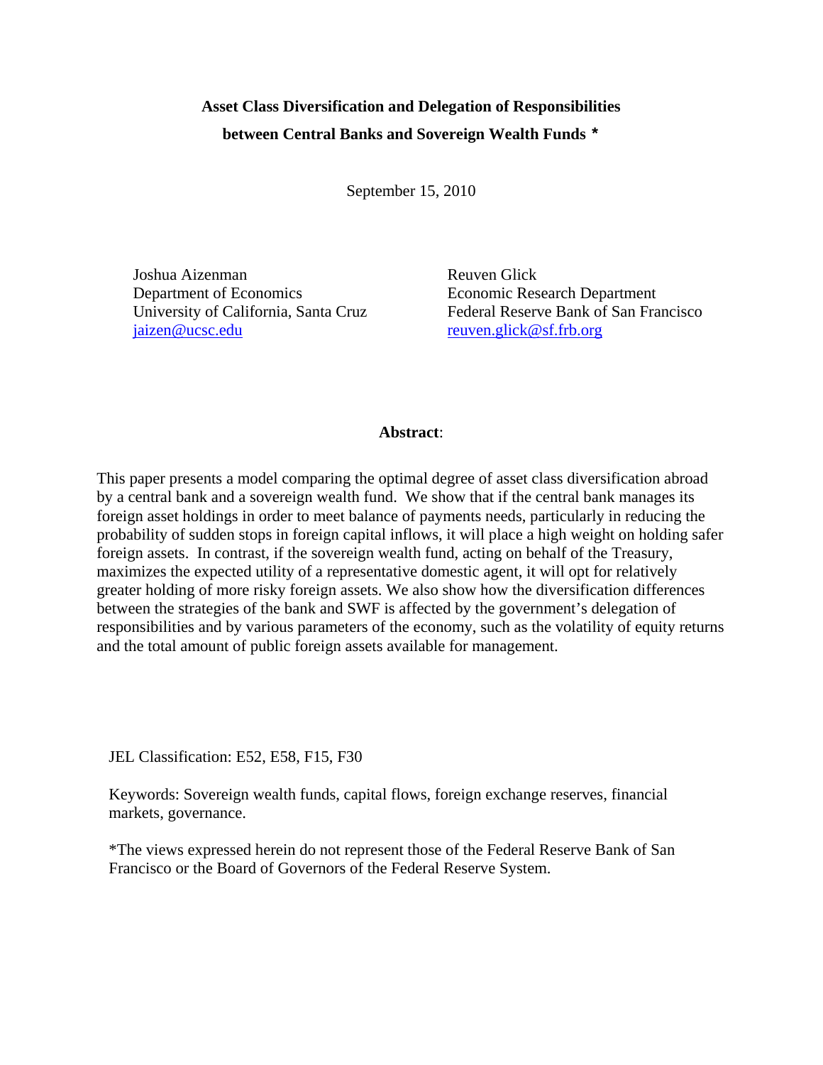# Asset Class Diversification and Delegation of Responsibilities between Central Banks and Sovereign Wealth Funds *

September 15, 2010

Joshua Aizenman
Department of Economics
University of California, Santa Cruz
jaizen@ucsc.edu

Reuven Glick
Economic Research Department
Federal Reserve Bank of San Francisco
reuven.glick@sf.frb.org

**Abstract**:

This paper presents a model comparing the optimal degree of asset class diversification abroad by a central bank and a sovereign wealth fund. We show that if the central bank manages its foreign asset holdings in order to meet balance of payments needs, particularly in reducing the probability of sudden stops in foreign capital inflows, it will place a high weight on holding safer foreign assets. In contrast, if the sovereign wealth fund, acting on behalf of the Treasury, maximizes the expected utility of a representative domestic agent, it will opt for relatively greater holding of more risky foreign assets. We also show how the diversification differences between the strategies of the bank and SWF is affected by the government's delegation of responsibilities and by various parameters of the economy, such as the volatility of equity returns and the total amount of public foreign assets available for management.

JEL Classification: E52, E58, F15, F30

Keywords: Sovereign wealth funds, capital flows, foreign exchange reserves, financial markets, governance.

*The views expressed herein do not represent those of the Federal Reserve Bank of San Francisco or the Board of Governors of the Federal Reserve System.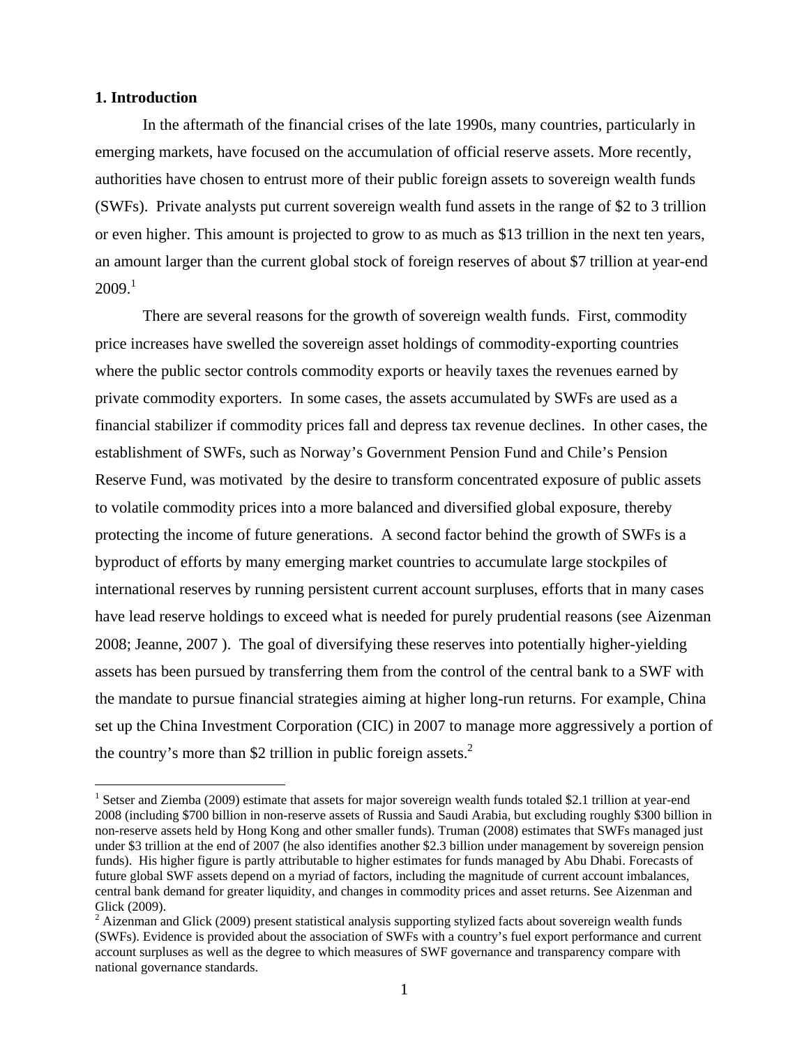## 1. Introduction

In the aftermath of the financial crises of the late 1990s, many countries, particularly in emerging markets, have focused on the accumulation of official reserve assets. More recently, authorities have chosen to entrust more of their public foreign assets to sovereign wealth funds (SWFs). Private analysts put current sovereign wealth fund assets in the range of $2 to 3 trillion or even higher. This amount is projected to grow to as much as $13 trillion in the next ten years, an amount larger than the current global stock of foreign reserves of about $7 trillion at year-end 2009.[1]

There are several reasons for the growth of sovereign wealth funds. First, commodity price increases have swelled the sovereign asset holdings of commodity-exporting countries where the public sector controls commodity exports or heavily taxes the revenues earned by private commodity exporters. In some cases, the assets accumulated by SWFs are used as a financial stabilizer if commodity prices fall and depress tax revenue declines. In other cases, the establishment of SWFs, such as Norway's Government Pension Fund and Chile's Pension Reserve Fund, was motivated by the desire to transform concentrated exposure of public assets to volatile commodity prices into a more balanced and diversified global exposure, thereby protecting the income of future generations. A second factor behind the growth of SWFs is a byproduct of efforts by many emerging market countries to accumulate large stockpiles of international reserves by running persistent current account surpluses, efforts that in many cases have lead reserve holdings to exceed what is needed for purely prudential reasons (see Aizenman 2008; Jeanne, 2007 ). The goal of diversifying these reserves into potentially higher-yielding assets has been pursued by transferring them from the control of the central bank to a SWF with the mandate to pursue financial strategies aiming at higher long-run returns. For example, China set up the China Investment Corporation (CIC) in 2007 to manage more aggressively a portion of the country's more than $2 trillion in public foreign assets.[2]

---

[1] Setser and Ziemba (2009) estimate that assets for major sovereign wealth funds totaled $2.1 trillion at year-end 2008 (including $700 billion in non-reserve assets of Russia and Saudi Arabia, but excluding roughly $300 billion in non-reserve assets held by Hong Kong and other smaller funds). Truman (2008) estimates that SWFs managed just under $3 trillion at the end of 2007 (he also identifies another $2.3 billion under management by sovereign pension funds). His higher figure is partly attributable to higher estimates for funds managed by Abu Dhabi. Forecasts of future global SWF assets depend on a myriad of factors, including the magnitude of current account imbalances, central bank demand for greater liquidity, and changes in commodity prices and asset returns. See Aizenman and Glick (2009).

[2] Aizenman and Glick (2009) present statistical analysis supporting stylized facts about sovereign wealth funds (SWFs). Evidence is provided about the association of SWFs with a country's fuel export performance and current account surpluses as well as the degree to which measures of SWF governance and transparency compare with national governance standards.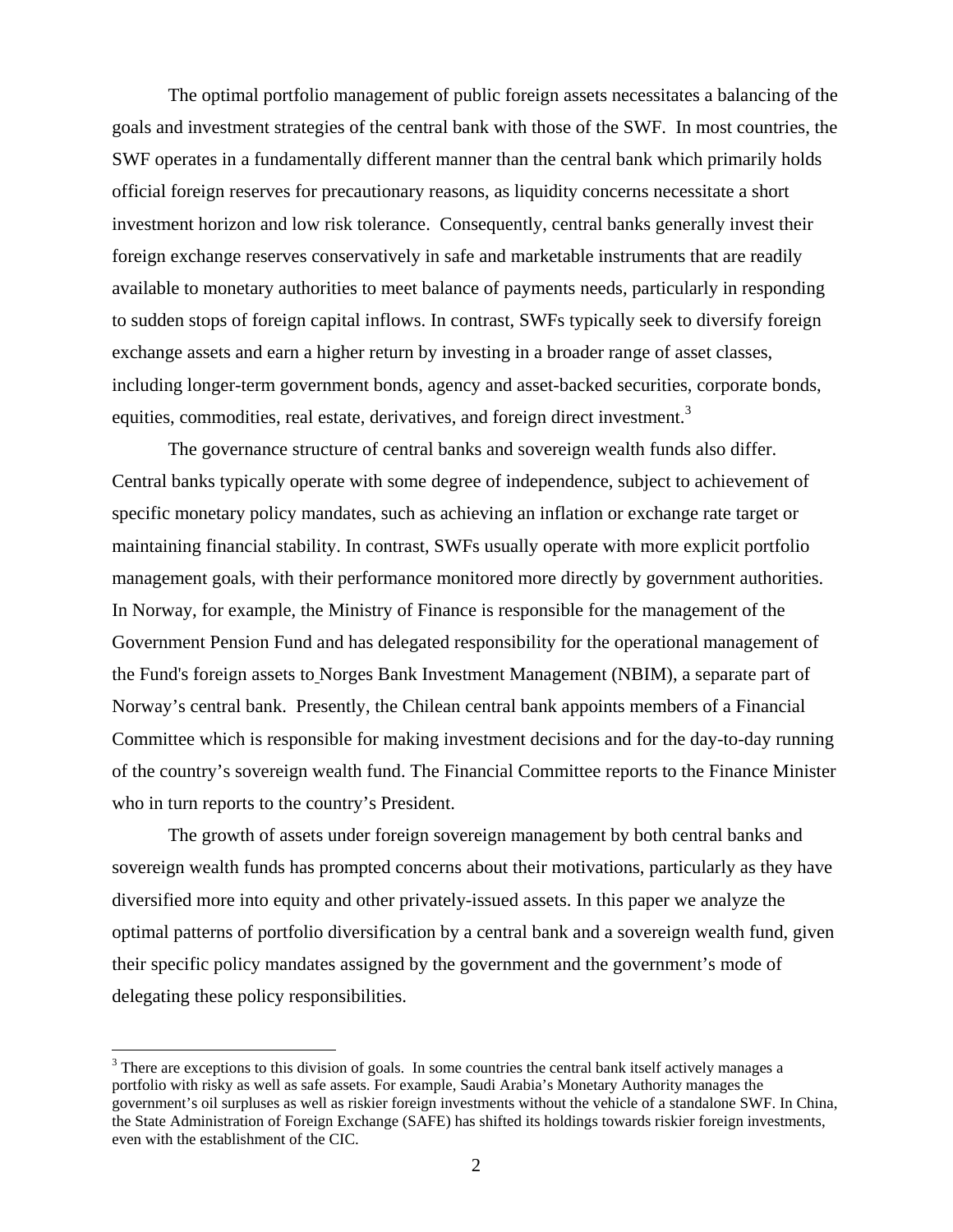The optimal portfolio management of public foreign assets necessitates a balancing of the goals and investment strategies of the central bank with those of the SWF. In most countries, the SWF operates in a fundamentally different manner than the central bank which primarily holds official foreign reserves for precautionary reasons, as liquidity concerns necessitate a short investment horizon and low risk tolerance. Consequently, central banks generally invest their foreign exchange reserves conservatively in safe and marketable instruments that are readily available to monetary authorities to meet balance of payments needs, particularly in responding to sudden stops of foreign capital inflows. In contrast, SWFs typically seek to diversify foreign exchange assets and earn a higher return by investing in a broader range of asset classes, including longer-term government bonds, agency and asset-backed securities, corporate bonds, equities, commodities, real estate, derivatives, and foreign direct investment.[3]

The governance structure of central banks and sovereign wealth funds also differ. Central banks typically operate with some degree of independence, subject to achievement of specific monetary policy mandates, such as achieving an inflation or exchange rate target or maintaining financial stability. In contrast, SWFs usually operate with more explicit portfolio management goals, with their performance monitored more directly by government authorities. In Norway, for example, the Ministry of Finance is responsible for the management of the Government Pension Fund and has delegated responsibility for the operational management of the Fund's foreign assets to Norges Bank Investment Management (NBIM), a separate part of Norway's central bank. Presently, the Chilean central bank appoints members of a Financial Committee which is responsible for making investment decisions and for the day-to-day running of the country's sovereign wealth fund. The Financial Committee reports to the Finance Minister who in turn reports to the country's President.

The growth of assets under foreign sovereign management by both central banks and sovereign wealth funds has prompted concerns about their motivations, particularly as they have diversified more into equity and other privately-issued assets. In this paper we analyze the optimal patterns of portfolio diversification by a central bank and a sovereign wealth fund, given their specific policy mandates assigned by the government and the government's mode of delegating these policy responsibilities.

---

[3] There are exceptions to this division of goals. In some countries the central bank itself actively manages a portfolio with risky as well as safe assets. For example, Saudi Arabia's Monetary Authority manages the government's oil surpluses as well as riskier foreign investments without the vehicle of a standalone SWF. In China, the State Administration of Foreign Exchange (SAFE) has shifted its holdings towards riskier foreign investments, even with the establishment of the CIC.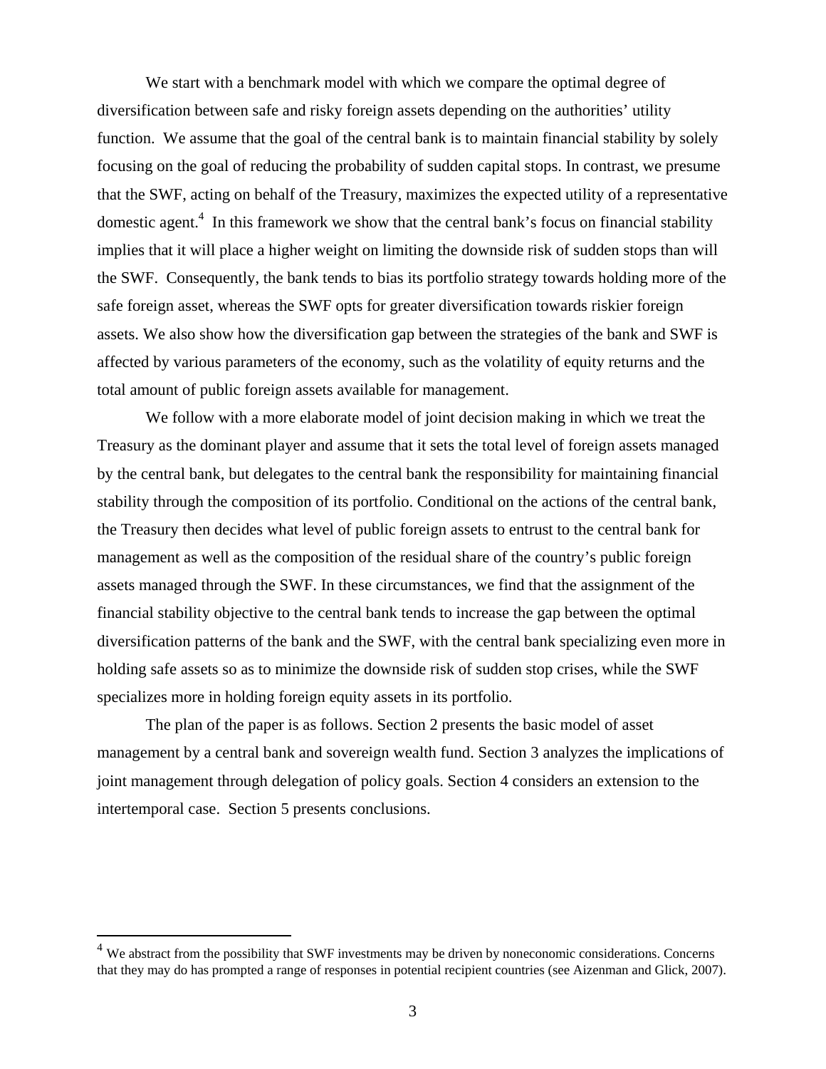We start with a benchmark model with which we compare the optimal degree of diversification between safe and risky foreign assets depending on the authorities' utility function. We assume that the goal of the central bank is to maintain financial stability by solely focusing on the goal of reducing the probability of sudden capital stops. In contrast, we presume that the SWF, acting on behalf of the Treasury, maximizes the expected utility of a representative domestic agent.[4] In this framework we show that the central bank's focus on financial stability implies that it will place a higher weight on limiting the downside risk of sudden stops than will the SWF. Consequently, the bank tends to bias its portfolio strategy towards holding more of the safe foreign asset, whereas the SWF opts for greater diversification towards riskier foreign assets. We also show how the diversification gap between the strategies of the bank and SWF is affected by various parameters of the economy, such as the volatility of equity returns and the total amount of public foreign assets available for management.

We follow with a more elaborate model of joint decision making in which we treat the Treasury as the dominant player and assume that it sets the total level of foreign assets managed by the central bank, but delegates to the central bank the responsibility for maintaining financial stability through the composition of its portfolio. Conditional on the actions of the central bank, the Treasury then decides what level of public foreign assets to entrust to the central bank for management as well as the composition of the residual share of the country's public foreign assets managed through the SWF. In these circumstances, we find that the assignment of the financial stability objective to the central bank tends to increase the gap between the optimal diversification patterns of the bank and the SWF, with the central bank specializing even more in holding safe assets so as to minimize the downside risk of sudden stop crises, while the SWF specializes more in holding foreign equity assets in its portfolio.

The plan of the paper is as follows. Section 2 presents the basic model of asset management by a central bank and sovereign wealth fund. Section 3 analyzes the implications of joint management through delegation of policy goals. Section 4 considers an extension to the intertemporal case. Section 5 presents conclusions.

[4] We abstract from the possibility that SWF investments may be driven by noneconomic considerations. Concerns that they may do has prompted a range of responses in potential recipient countries (see Aizenman and Glick, 2007).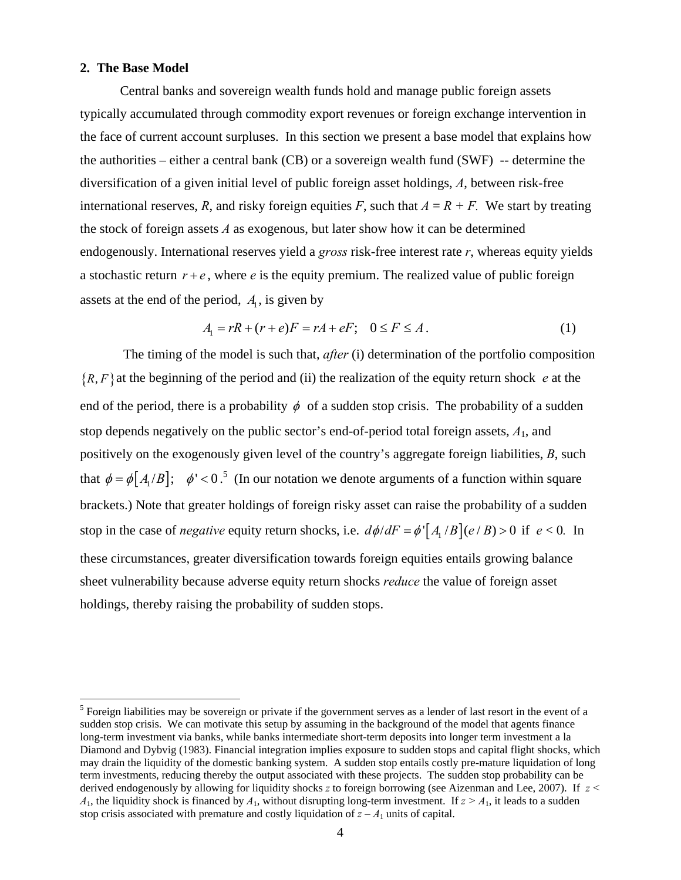## 2. The Base Model

Central banks and sovereign wealth funds hold and manage public foreign assets typically accumulated through commodity export revenues or foreign exchange intervention in the face of current account surpluses. In this section we present a base model that explains how the authorities – either a central bank (CB) or a sovereign wealth fund (SWF) -- determine the diversification of a given initial level of public foreign asset holdings, $A$, between risk-free international reserves, $R$, and risky foreign equities $F$, such that $A = R + F$. We start by treating the stock of foreign assets $A$ as exogenous, but later show how it can be determined endogenously. International reserves yield a *gross* risk-free interest rate $r$, whereas equity yields a stochastic return $r+e$, where $e$ is the equity premium. The realized value of public foreign assets at the end of the period, $A_1$, is given by

$$A_1 = rR + (r+e)F = rA + eF; \quad 0 \le F \le A. \tag{1}$$

The timing of the model is such that, *after* (i) determination of the portfolio composition $\{R, F\}$ at the beginning of the period and (ii) the realization of the equity return shock $e$ at the end of the period, there is a probability $\phi$ of a sudden stop crisis. The probability of a sudden stop depends negatively on the public sector's end-of-period total foreign assets, $A_1$, and positively on the exogenously given level of the country's aggregate foreign liabilities, $B$, such that $\phi = \phi[A_1/B]; \quad \phi' < 0$.[5] (In our notation we denote arguments of a function within square brackets.) Note that greater holdings of foreign risky asset can raise the probability of a sudden stop in the case of *negative* equity return shocks, i.e. $d\phi/dF = \phi'[A_1/B](e/B) > 0$ if $e < 0$. In these circumstances, greater diversification towards foreign equities entails growing balance sheet vulnerability because adverse equity return shocks *reduce* the value of foreign asset holdings, thereby raising the probability of sudden stops.

---

[5] Foreign liabilities may be sovereign or private if the government serves as a lender of last resort in the event of a sudden stop crisis. We can motivate this setup by assuming in the background of the model that agents finance long-term investment via banks, while banks intermediate short-term deposits into longer term investment a la Diamond and Dybvig (1983). Financial integration implies exposure to sudden stops and capital flight shocks, which may drain the liquidity of the domestic banking system. A sudden stop entails costly pre-mature liquidation of long term investments, reducing thereby the output associated with these projects. The sudden stop probability can be derived endogenously by allowing for liquidity shocks $z$ to foreign borrowing (see Aizenman and Lee, 2007). If $z < A_1$, the liquidity shock is financed by $A_1$, without disrupting long-term investment. If $z > A_1$, it leads to a sudden stop crisis associated with premature and costly liquidation of $z - A_1$ units of capital.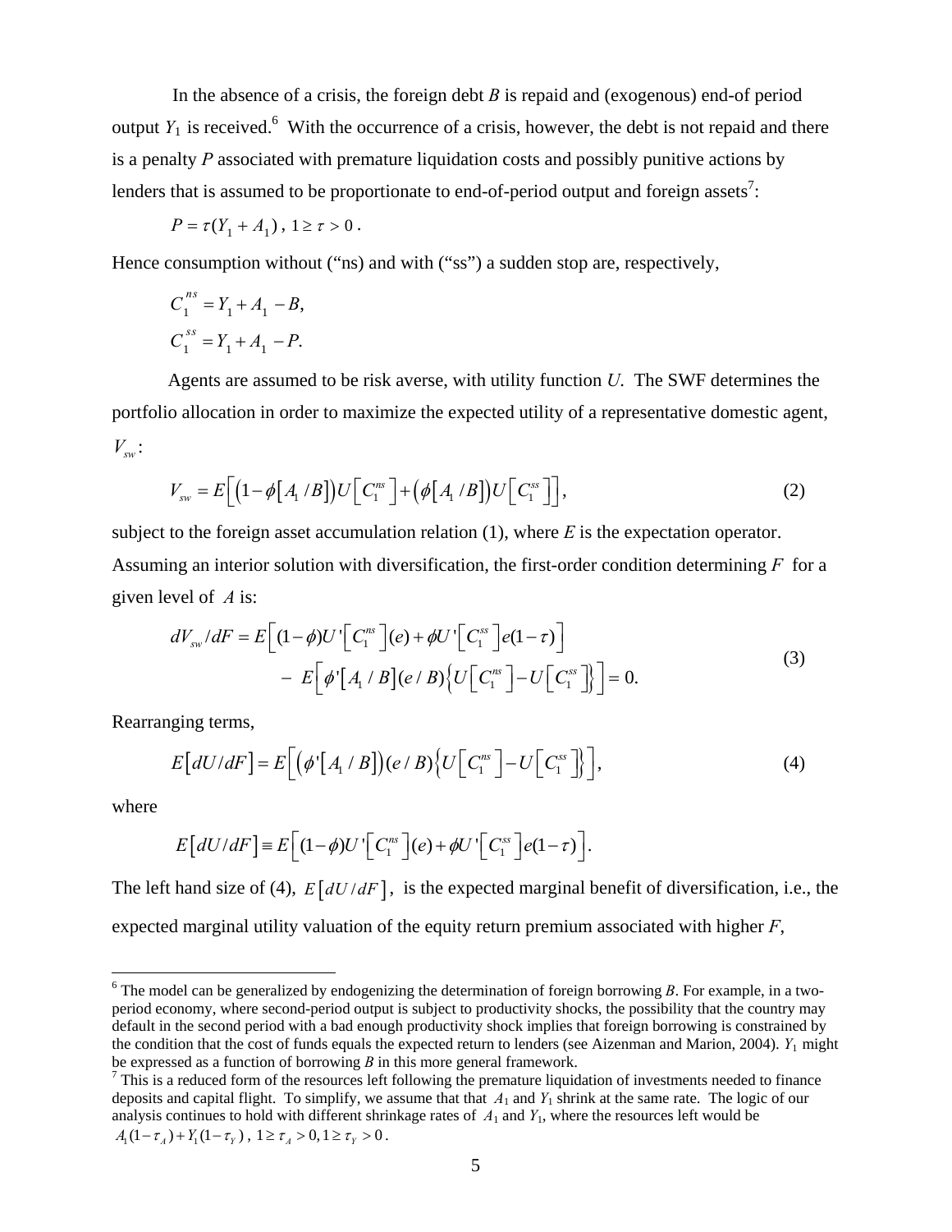In the absence of a crisis, the foreign debt $B$ is repaid and (exogenous) end-of period output $Y_1$ is received.[6] With the occurrence of a crisis, however, the debt is not repaid and there is a penalty $P$ associated with premature liquidation costs and possibly punitive actions by lenders that is assumed to be proportionate to end-of-period output and foreign assets[7]:

$$P = \tau(Y_1 + A_1)\,,\ 1 \geq \tau > 0\,.$$

Hence consumption without ("ns) and with ("ss") a sudden stop are, respectively,

$$C_1^{ns} = Y_1 + A_1 - B,$$
$$C_1^{ss} = Y_1 + A_1 - P.$$

Agents are assumed to be risk averse, with utility function $U$. The SWF determines the portfolio allocation in order to maximize the expected utility of a representative domestic agent, $V_{sw}$:

$$V_{sw} = E\Big[\big(1-\phi\big[A_1/B\big]\big)U\big[C_1^{ns}\big] + \big(\phi\big[A_1/B\big]\big)U\big[C_1^{ss}\big]\Big], \tag{2}$$

subject to the foreign asset accumulation relation (1), where $E$ is the expectation operator. Assuming an interior solution with diversification, the first-order condition determining $F$ for a given level of $A$ is:

$$\begin{aligned} dV_{sw}/dF = E\Big[(1-\phi)U'\big[C_1^{ns}\big](e) + \phi U'\big[C_1^{ss}\big]e(1-\tau)\Big] \\ - \ E\Big[\phi'\big[A_1/B\big](e/B)\Big\{U\big[C_1^{ns}\big] - U\big[C_1^{ss}\big]\Big\}\Big] = 0. \end{aligned} \tag{3}$$

Rearranging terms,

$$E\big[dU/dF\big] = E\Big[\big(\phi'\big[A_1/B\big]\big)(e/B)\Big\{U\big[C_1^{ns}\big] - U\big[C_1^{ss}\big]\Big\}\Big], \tag{4}$$

where

$$E\big[dU/dF\big] \equiv E\Big[(1-\phi)U'\big[C_1^{ns}\big](e) + \phi U'\big[C_1^{ss}\big]e(1-\tau)\Big].$$

The left hand size of (4), $E\big[dU/dF\big]$, is the expected marginal benefit of diversification, i.e., the expected marginal utility valuation of the equity return premium associated with higher $F$,

---

[6] The model can be generalized by endogenizing the determination of foreign borrowing $B$. For example, in a two-period economy, where second-period output is subject to productivity shocks, the possibility that the country may default in the second period with a bad enough productivity shock implies that foreign borrowing is constrained by the condition that the cost of funds equals the expected return to lenders (see Aizenman and Marion, 2004). $Y_1$ might be expressed as a function of borrowing $B$ in this more general framework.

[7] This is a reduced form of the resources left following the premature liquidation of investments needed to finance deposits and capital flight. To simplify, we assume that that $A_1$ and $Y_1$ shrink at the same rate. The logic of our analysis continues to hold with different shrinkage rates of $A_1$ and $Y_1$, where the resources left would be $A_1(1-\tau_A) + Y_1(1-\tau_Y)\,,\ 1 \geq \tau_A > 0, 1 \geq \tau_Y > 0\,.$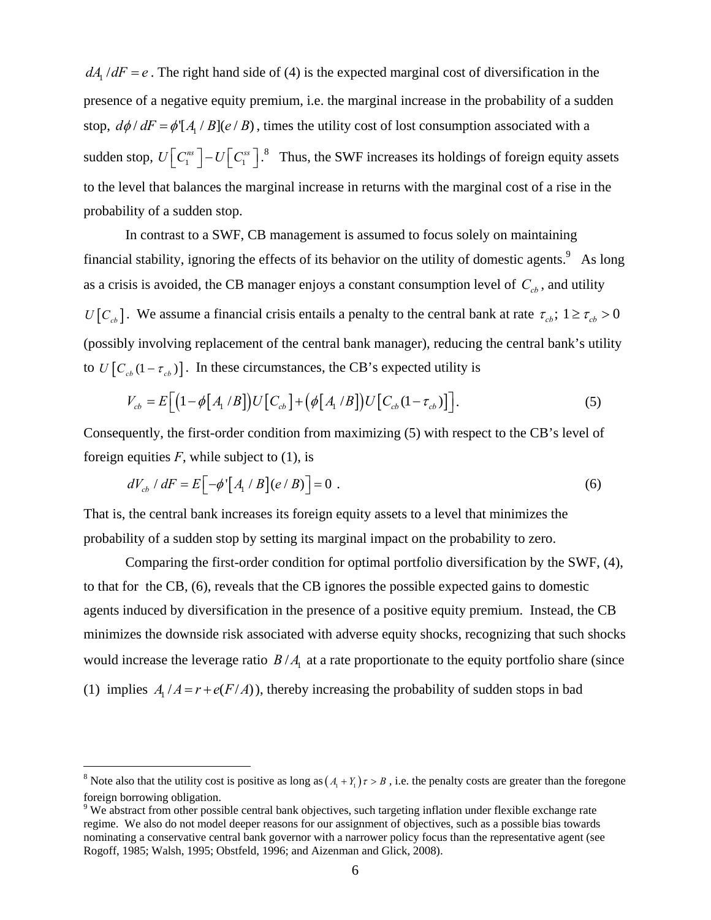$dA_1 / dF = e$. The right hand side of (4) is the expected marginal cost of diversification in the presence of a negative equity premium, i.e. the marginal increase in the probability of a sudden stop, $d\phi / dF = \phi'[A_1 / B](e / B)$, times the utility cost of lost consumption associated with a sudden stop, $U\left[C_1^{ns}\right] - U\left[C_1^{ss}\right]$.[8] Thus, the SWF increases its holdings of foreign equity assets to the level that balances the marginal increase in returns with the marginal cost of a rise in the probability of a sudden stop.

In contrast to a SWF, CB management is assumed to focus solely on maintaining financial stability, ignoring the effects of its behavior on the utility of domestic agents.[9] As long as a crisis is avoided, the CB manager enjoys a constant consumption level of $C_{cb}$, and utility $U\left[C_{cb}\right]$. We assume a financial crisis entails a penalty to the central bank at rate $\tau_{cb}$; $1 \geq \tau_{cb} > 0$ (possibly involving replacement of the central bank manager), reducing the central bank's utility to $U\left[C_{cb}(1-\tau_{cb})\right]$. In these circumstances, the CB's expected utility is

$$V_{cb} = E\Big[\big(1-\phi\left[A_1 / B\right]\big)U\left[C_{cb}\right] + \big(\phi\left[A_1 / B\right]\big)U\left[C_{cb}(1-\tau_{cb})\right]\Big]. \tag{5}$$

Consequently, the first-order condition from maximizing (5) with respect to the CB's level of foreign equities *F*, while subject to (1), is

$$dV_{cb} / dF = E\left[-\phi'\left[A_1 / B\right](e / B)\right] = 0 \ . \tag{6}$$

That is, the central bank increases its foreign equity assets to a level that minimizes the probability of a sudden stop by setting its marginal impact on the probability to zero.

Comparing the first-order condition for optimal portfolio diversification by the SWF, (4), to that for the CB, (6), reveals that the CB ignores the possible expected gains to domestic agents induced by diversification in the presence of a positive equity premium. Instead, the CB minimizes the downside risk associated with adverse equity shocks, recognizing that such shocks would increase the leverage ratio $B / A_1$ at a rate proportionate to the equity portfolio share (since (1) implies $A_1 / A = r + e(F / A)$), thereby increasing the probability of sudden stops in bad

---

[8] Note also that the utility cost is positive as long as $\left(A_1 + Y_1\right)\tau > B$, i.e. the penalty costs are greater than the foregone foreign borrowing obligation.

[9] We abstract from other possible central bank objectives, such targeting inflation under flexible exchange rate regime. We also do not model deeper reasons for our assignment of objectives, such as a possible bias towards nominating a conservative central bank governor with a narrower policy focus than the representative agent (see Rogoff, 1985; Walsh, 1995; Obstfeld, 1996; and Aizenman and Glick, 2008).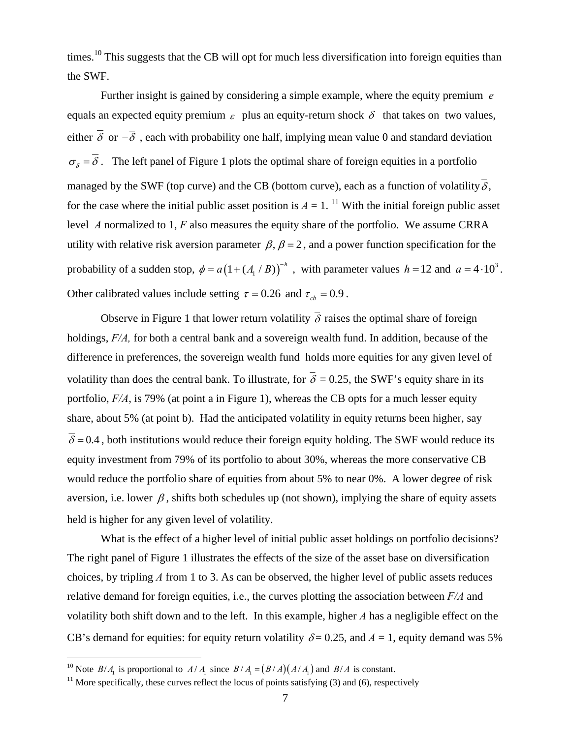times.[10] This suggests that the CB will opt for much less diversification into foreign equities than the SWF.

Further insight is gained by considering a simple example, where the equity premium $e$ equals an expected equity premium $\varepsilon$ plus an equity-return shock $\delta$ that takes on two values, either $\overline{\delta}$ or $-\overline{\delta}$, each with probability one half, implying mean value 0 and standard deviation $\sigma_{\delta} = \overline{\delta}$. The left panel of Figure 1 plots the optimal share of foreign equities in a portfolio managed by the SWF (top curve) and the CB (bottom curve), each as a function of volatility $\overline{\delta}$, for the case where the initial public asset position is $A = 1$. [11] With the initial foreign public asset level $A$ normalized to 1, $F$ also measures the equity share of the portfolio. We assume CRRA utility with relative risk aversion parameter $\beta$, $\beta = 2$, and a power function specification for the probability of a sudden stop, $\phi = a\left(1+(A_1 / B)\right)^{-h}$, with parameter values $h = 12$ and $a = 4 \cdot 10^3$. Other calibrated values include setting $\tau = 0.26$ and $\tau_{cb} = 0.9$.

Observe in Figure 1 that lower return volatility $\overline{\delta}$ raises the optimal share of foreign holdings, $F/A$, for both a central bank and a sovereign wealth fund. In addition, because of the difference in preferences, the sovereign wealth fund holds more equities for any given level of volatility than does the central bank. To illustrate, for $\overline{\delta} = 0.25$, the SWF's equity share in its portfolio, $F/A$, is 79% (at point a in Figure 1), whereas the CB opts for a much lesser equity share, about 5% (at point b). Had the anticipated volatility in equity returns been higher, say $\overline{\delta} = 0.4$, both institutions would reduce their foreign equity holding. The SWF would reduce its equity investment from 79% of its portfolio to about 30%, whereas the more conservative CB would reduce the portfolio share of equities from about 5% to near 0%. A lower degree of risk aversion, i.e. lower $\beta$, shifts both schedules up (not shown), implying the share of equity assets held is higher for any given level of volatility.

What is the effect of a higher level of initial public asset holdings on portfolio decisions? The right panel of Figure 1 illustrates the effects of the size of the asset base on diversification choices, by tripling $A$ from 1 to 3. As can be observed, the higher level of public assets reduces relative demand for foreign equities, i.e., the curves plotting the association between $F/A$ and volatility both shift down and to the left. In this example, higher $A$ has a negligible effect on the CB's demand for equities: for equity return volatility $\overline{\delta} = 0.25$, and $A = 1$, equity demand was 5%

---

[10] Note $B/A_1$ is proportional to $A/A_1$ since $B/A_1 = \left(B/A\right)\left(A/A_1\right)$ and $B/A$ is constant.

[11] More specifically, these curves reflect the locus of points satisfying (3) and (6), respectively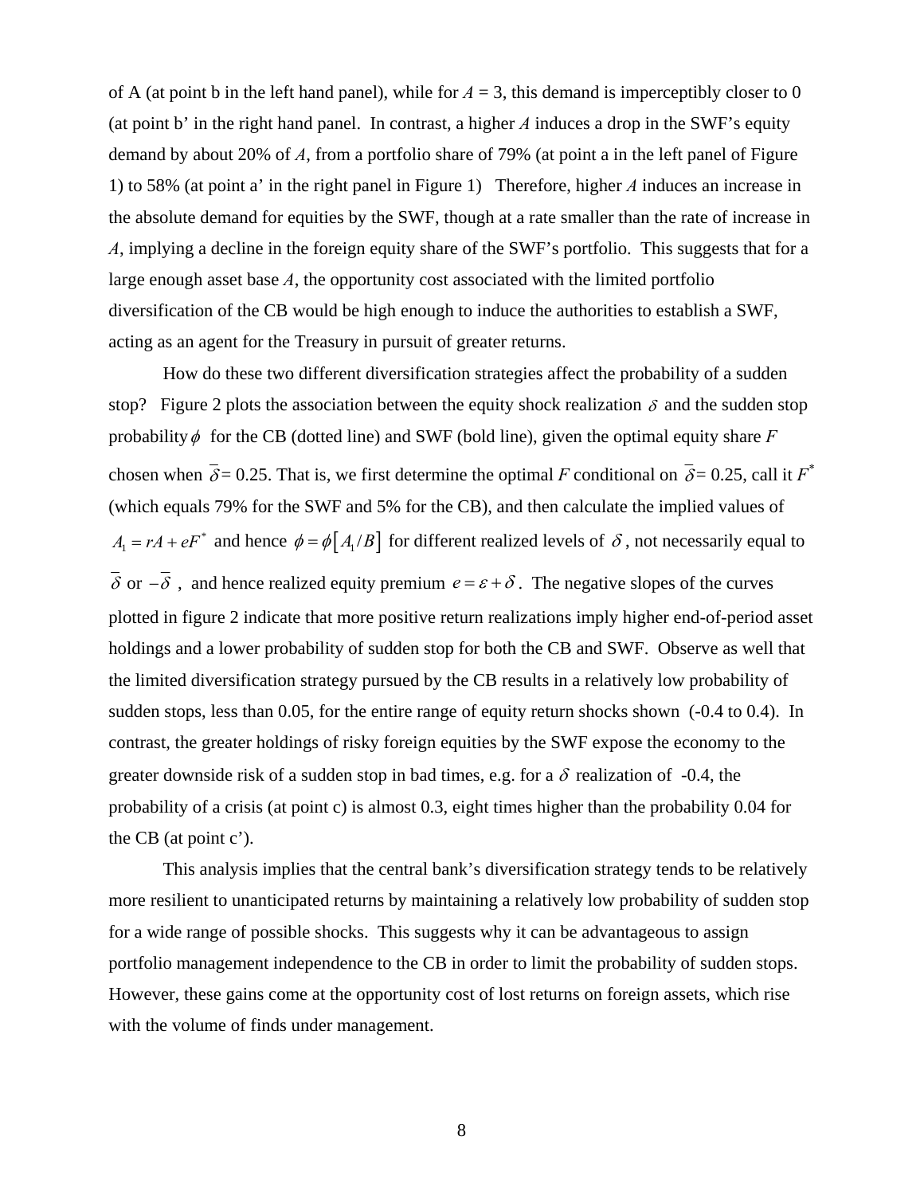of A (at point b in the left hand panel), while for $A$ = 3, this demand is imperceptibly closer to 0 (at point b' in the right hand panel. In contrast, a higher $A$ induces a drop in the SWF's equity demand by about 20% of $A$, from a portfolio share of 79% (at point a in the left panel of Figure 1) to 58% (at point a' in the right panel in Figure 1) Therefore, higher $A$ induces an increase in the absolute demand for equities by the SWF, though at a rate smaller than the rate of increase in $A$, implying a decline in the foreign equity share of the SWF's portfolio. This suggests that for a large enough asset base $A$, the opportunity cost associated with the limited portfolio diversification of the CB would be high enough to induce the authorities to establish a SWF, acting as an agent for the Treasury in pursuit of greater returns.

How do these two different diversification strategies affect the probability of a sudden stop? Figure 2 plots the association between the equity shock realization $\delta$ and the sudden stop probability $\phi$ for the CB (dotted line) and SWF (bold line), given the optimal equity share $F$ chosen when $\bar{\delta}$= 0.25. That is, we first determine the optimal $F$ conditional on $\bar{\delta}$= 0.25, call it $F^*$ (which equals 79% for the SWF and 5% for the CB), and then calculate the implied values of $A_1 = rA + eF^*$ and hence $\phi = \phi\left[A_1/B\right]$ for different realized levels of $\delta$, not necessarily equal to $\bar{\delta}$ or $-\bar{\delta}$, and hence realized equity premium $e = \varepsilon + \delta$. The negative slopes of the curves plotted in figure 2 indicate that more positive return realizations imply higher end-of-period asset holdings and a lower probability of sudden stop for both the CB and SWF. Observe as well that the limited diversification strategy pursued by the CB results in a relatively low probability of sudden stops, less than 0.05, for the entire range of equity return shocks shown (-0.4 to 0.4). In contrast, the greater holdings of risky foreign equities by the SWF expose the economy to the greater downside risk of a sudden stop in bad times, e.g. for a $\delta$ realization of -0.4, the probability of a crisis (at point c) is almost 0.3, eight times higher than the probability 0.04 for the CB (at point c').

This analysis implies that the central bank's diversification strategy tends to be relatively more resilient to unanticipated returns by maintaining a relatively low probability of sudden stop for a wide range of possible shocks. This suggests why it can be advantageous to assign portfolio management independence to the CB in order to limit the probability of sudden stops. However, these gains come at the opportunity cost of lost returns on foreign assets, which rise with the volume of finds under management.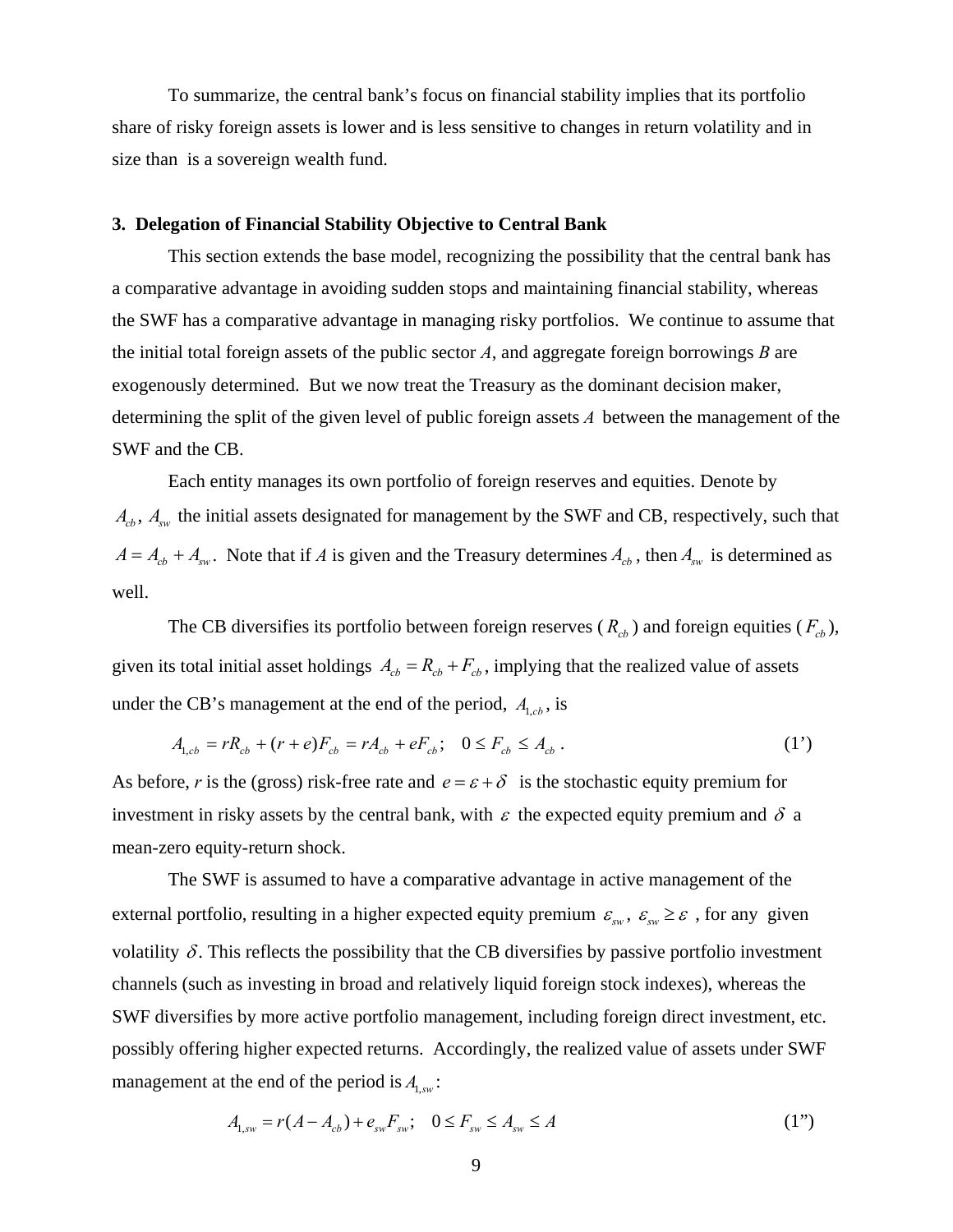To summarize, the central bank's focus on financial stability implies that its portfolio share of risky foreign assets is lower and is less sensitive to changes in return volatility and in size than is a sovereign wealth fund.

### 3. Delegation of Financial Stability Objective to Central Bank

This section extends the base model, recognizing the possibility that the central bank has a comparative advantage in avoiding sudden stops and maintaining financial stability, whereas the SWF has a comparative advantage in managing risky portfolios. We continue to assume that the initial total foreign assets of the public sector *A*, and aggregate foreign borrowings *B* are exogenously determined. But we now treat the Treasury as the dominant decision maker, determining the split of the given level of public foreign assets *A* between the management of the SWF and the CB.

Each entity manages its own portfolio of foreign reserves and equities. Denote by $A_{cb}$, $A_{sw}$ the initial assets designated for management by the SWF and CB, respectively, such that $A = A_{cb} + A_{sw}$. Note that if *A* is given and the Treasury determines $A_{cb}$, then $A_{sw}$ is determined as well.

The CB diversifies its portfolio between foreign reserves ($R_{cb}$) and foreign equities ($F_{cb}$), given its total initial asset holdings $A_{cb} = R_{cb} + F_{cb}$, implying that the realized value of assets under the CB's management at the end of the period, $A_{1,cb}$, is

$$A_{1,cb} = rR_{cb} + (r+e)F_{cb} = rA_{cb} + eF_{cb}; \quad 0 \le F_{cb} \le A_{cb} \; . \tag{1'}$$

As before, *r* is the (gross) risk-free rate and $e = \varepsilon + \delta$ is the stochastic equity premium for investment in risky assets by the central bank, with $\varepsilon$ the expected equity premium and $\delta$ a mean-zero equity-return shock.

The SWF is assumed to have a comparative advantage in active management of the external portfolio, resulting in a higher expected equity premium $\varepsilon_{sw}$, $\varepsilon_{sw} \ge \varepsilon$, for any given volatility $\delta$. This reflects the possibility that the CB diversifies by passive portfolio investment channels (such as investing in broad and relatively liquid foreign stock indexes), whereas the SWF diversifies by more active portfolio management, including foreign direct investment, etc. possibly offering higher expected returns. Accordingly, the realized value of assets under SWF management at the end of the period is $A_{1,sw}$:

$$A_{1,sw} = r(A - A_{cb}) + e_{sw}F_{sw}; \quad 0 \le F_{sw} \le A_{sw} \le A \tag{1''}$$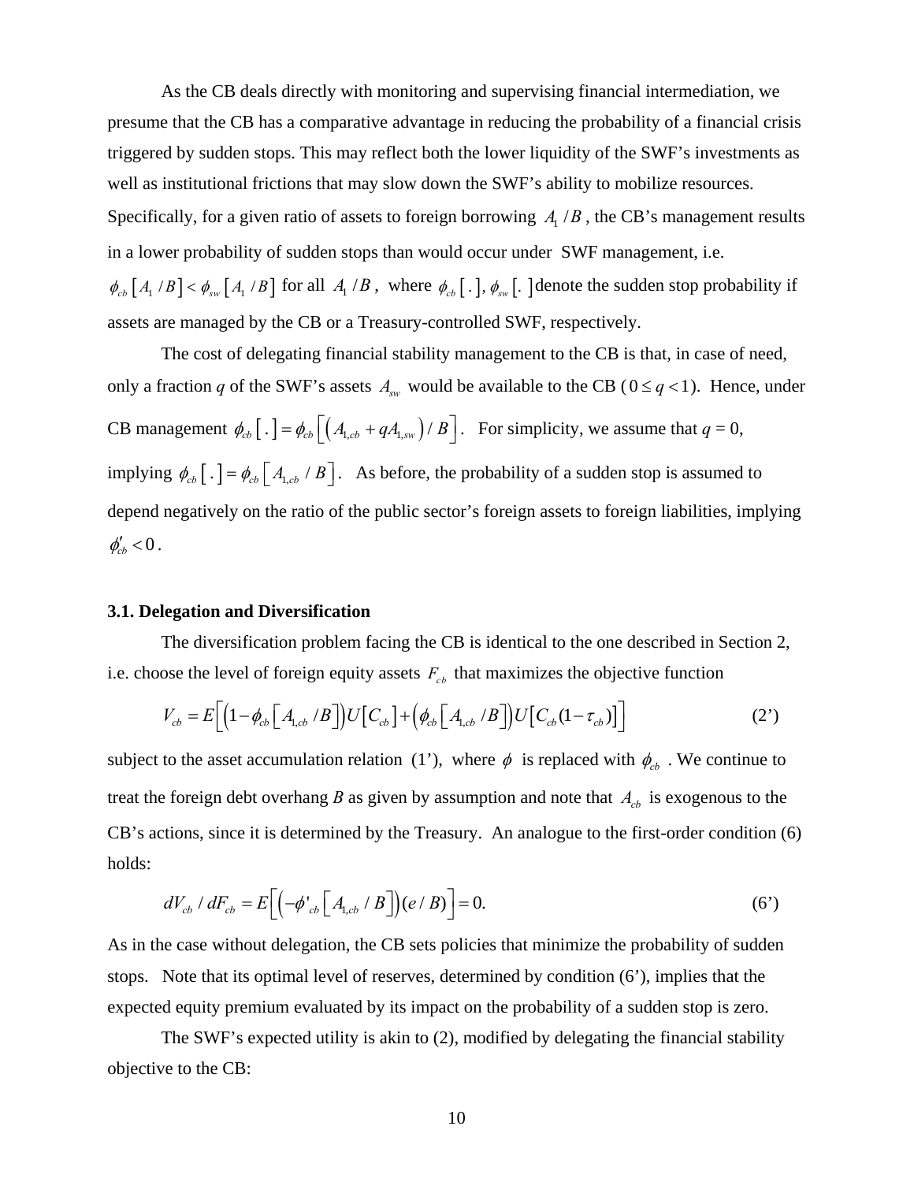As the CB deals directly with monitoring and supervising financial intermediation, we presume that the CB has a comparative advantage in reducing the probability of a financial crisis triggered by sudden stops. This may reflect both the lower liquidity of the SWF's investments as well as institutional frictions that may slow down the SWF's ability to mobilize resources. Specifically, for a given ratio of assets to foreign borrowing $A_1 / B$, the CB's management results in a lower probability of sudden stops than would occur under SWF management, i.e. $\phi_{cb}\left[A_1 / B\right] < \phi_{sw}\left[A_1 / B\right]$ for all $A_1 / B$, where $\phi_{cb}[\,.\,], \phi_{sw}[\,.\,]$ denote the sudden stop probability if assets are managed by the CB or a Treasury-controlled SWF, respectively.

The cost of delegating financial stability management to the CB is that, in case of need, only a fraction $q$ of the SWF's assets $A_{sw}$ would be available to the CB ($0 \le q < 1$). Hence, under CB management $\phi_{cb}[\,.\,] = \phi_{cb}\left[\left(A_{1,cb} + qA_{1,sw}\right)/ B\right]$. For simplicity, we assume that $q = 0$, implying $\phi_{cb}[\,.\,] = \phi_{cb}\left[A_{1,cb} / B\right]$. As before, the probability of a sudden stop is assumed to depend negatively on the ratio of the public sector's foreign assets to foreign liabilities, implying $\phi_{cb}' < 0$.

### 3.1. Delegation and Diversification

The diversification problem facing the CB is identical to the one described in Section 2, i.e. choose the level of foreign equity assets $F_{cb}$ that maximizes the objective function

$$V_{cb} = E\Big[\Big(1-\phi_{cb}\left[A_{1,cb} / B\right]\Big)U\left[C_{cb}\right] + \Big(\phi_{cb}\left[A_{1,cb} / B\right]\Big)U\left[C_{cb}(1-\tau_{cb})\right]\Big] \tag{2'}$$

subject to the asset accumulation relation (1'), where $\phi$ is replaced with $\phi_{cb}$. We continue to treat the foreign debt overhang $B$ as given by assumption and note that $A_{cb}$ is exogenous to the CB's actions, since it is determined by the Treasury. An analogue to the first-order condition (6) holds:

$$dV_{cb} / dF_{cb} = E\Big[\Big(-\phi'_{cb}\left[A_{1,cb} / B\right]\Big)(e / B)\Big] = 0. \tag{6'}$$

As in the case without delegation, the CB sets policies that minimize the probability of sudden stops. Note that its optimal level of reserves, determined by condition (6'), implies that the expected equity premium evaluated by its impact on the probability of a sudden stop is zero.

The SWF's expected utility is akin to (2), modified by delegating the financial stability objective to the CB: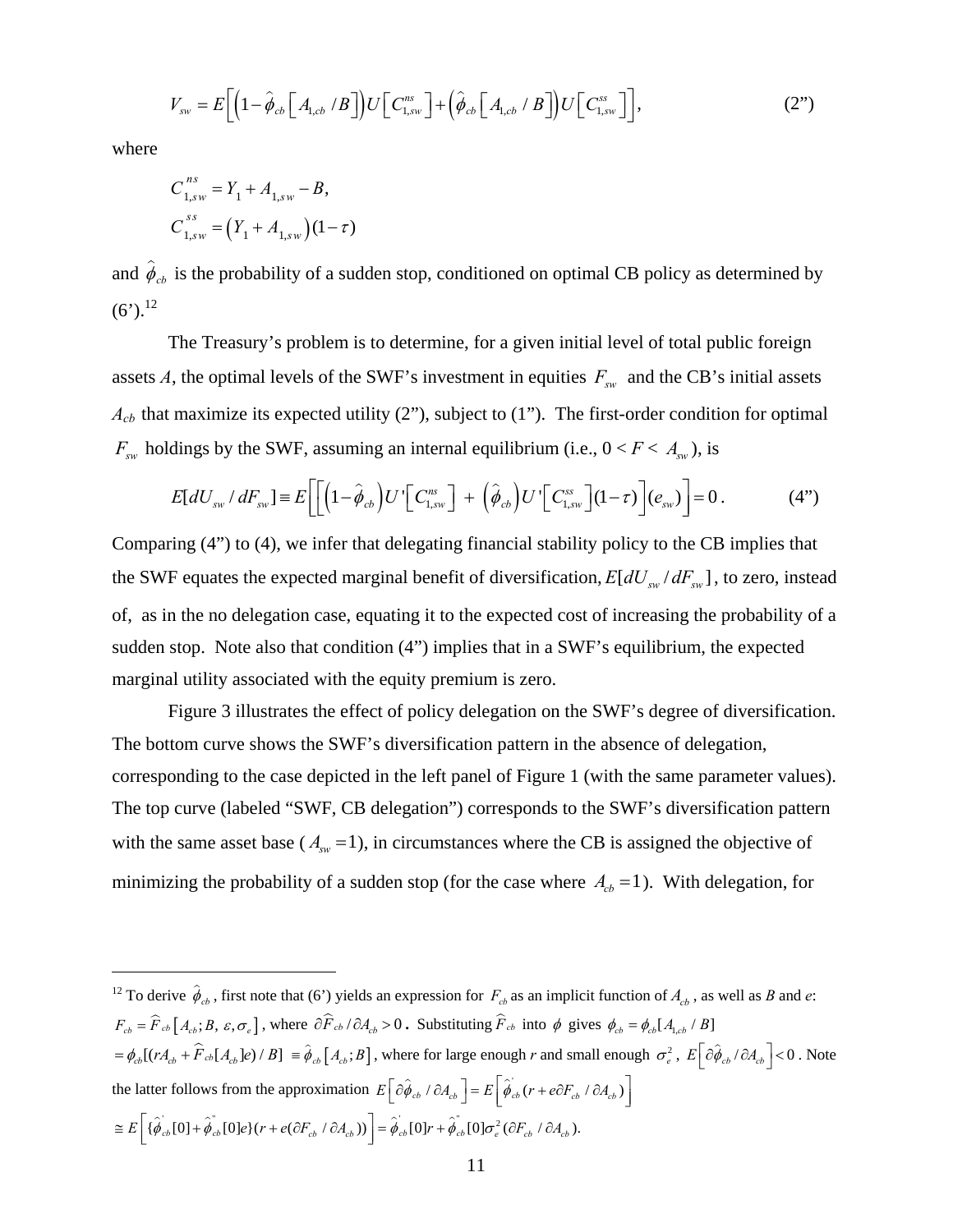$$V_{sw} = E\left[\left(1-\hat{\phi}_{cb}\left[A_{1,cb}/B\right]\right)U\left[C_{1,sw}^{ns}\right]+\left(\hat{\phi}_{cb}\left[A_{1,cb}/B\right]\right)U\left[C_{1,sw}^{ss}\right]\right], \qquad (2”)$$

where

$$C_{1,sw}^{ns} = Y_1 + A_{1,sw} - B,$$

$$C_{1,sw}^{ss} = \left(Y_1 + A_{1,sw}\right)(1-\tau)$$

and $\hat{\phi}_{cb}$ is the probability of a sudden stop, conditioned on optimal CB policy as determined by (6’).[12]

The Treasury’s problem is to determine, for a given initial level of total public foreign assets $A$, the optimal levels of the SWF’s investment in equities $F_{sw}$ and the CB’s initial assets $A_{cb}$ that maximize its expected utility (2”), subject to (1”). The first-order condition for optimal $F_{sw}$ holdings by the SWF, assuming an internal equilibrium (i.e., $0 < F < A_{sw}$), is

$$E[dU_{sw}/dF_{sw}] \equiv E\left[\left[\left(1-\hat{\phi}_{cb}\right)U'\left[C_{1,sw}^{ns}\right] + \left(\hat{\phi}_{cb}\right)U'\left[C_{1,sw}^{ss}\right](1-\tau)\right](e_{sw})\right] = 0\,. \qquad (4”)$$

Comparing (4”) to (4), we infer that delegating financial stability policy to the CB implies that the SWF equates the expected marginal benefit of diversification, $E[dU_{sw}/dF_{sw}]$, to zero, instead of, as in the no delegation case, equating it to the expected cost of increasing the probability of a sudden stop. Note also that condition (4”) implies that in a SWF’s equilibrium, the expected marginal utility associated with the equity premium is zero.

Figure 3 illustrates the effect of policy delegation on the SWF’s degree of diversification. The bottom curve shows the SWF’s diversification pattern in the absence of delegation, corresponding to the case depicted in the left panel of Figure 1 (with the same parameter values). The top curve (labeled “SWF, CB delegation”) corresponds to the SWF’s diversification pattern with the same asset base ($A_{sw} = 1$), in circumstances where the CB is assigned the objective of minimizing the probability of a sudden stop (for the case where $A_{cb} = 1$). With delegation, for

---

[12] To derive $\hat{\phi}_{cb}$, first note that (6’) yields an expression for $F_{cb}$ as an implicit function of $A_{cb}$, as well as $B$ and $e$: $F_{cb} = \widehat{F}_{cb}\left[A_{cb}; B, \varepsilon, \sigma_e\right]$, where $\partial \widehat{F}_{cb}/\partial A_{cb} > 0$. Substituting $\widehat{F}_{cb}$ into $\phi$ gives $\phi_{cb} = \phi_{cb}[A_{1,cb}/B]$ $= \phi_{cb}[(rA_{cb} + \widehat{F}_{cb}[A_{cb}]e)/B] \equiv \hat{\phi}_{cb}\left[A_{cb}; B\right]$, where for large enough $r$ and small enough $\sigma_e^2$, $E\left[\partial\hat{\phi}_{cb}/\partial A_{cb}\right] < 0$. Note the latter follows from the approximation $E\left[\partial\hat{\phi}_{cb}/\partial A_{cb}\right] = E\left[\hat{\phi}_{cb}^{'}(r + e\partial F_{cb}/\partial A_{cb})\right]$ $\cong E\left[\{\hat{\phi}_{cb}^{'}[0] + \hat{\phi}_{cb}^{''}[0]e\}(r + e(\partial F_{cb}/\partial A_{cb}))\right] = \hat{\phi}_{cb}^{'}[0]r + \hat{\phi}_{cb}^{''}[0]\sigma_e^2(\partial F_{cb}/\partial A_{cb})$.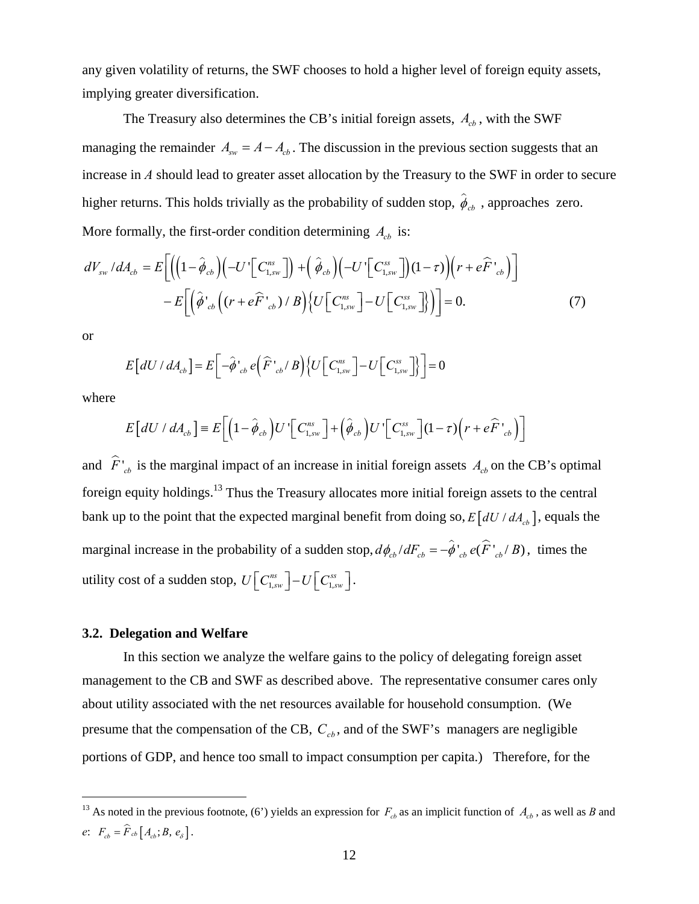any given volatility of returns, the SWF chooses to hold a higher level of foreign equity assets, implying greater diversification.

The Treasury also determines the CB's initial foreign assets, $A_{cb}$, with the SWF managing the remainder $A_{sw} = A - A_{cb}$. The discussion in the previous section suggests that an increase in *A* should lead to greater asset allocation by the Treasury to the SWF in order to secure higher returns. This holds trivially as the probability of sudden stop, $\hat{\phi}_{cb}$, approaches zero. More formally, the first-order condition determining $A_{cb}$ is:

$$
\begin{aligned}
dV_{sw}/dA_{cb} = E\Big[\Big(\big(1-\hat{\phi}_{cb}\big)\big(-U'\big[C_{1,sw}^{ns}\big]\big) + \big(\hat{\phi}_{cb}\big)\big(-U'\big[C_{1,sw}^{ss}\big]\big)(1-\tau)\Big)\Big(r + e\widehat{F}'_{cb}\Big)\Big] \\
- E\Big[\Big(\hat{\phi}'_{cb}\Big((r+e\widehat{F}'_{cb})/B\Big)\Big\{U\big[C_{1,sw}^{ns}\big] - U\big[C_{1,sw}^{ss}\big]\Big\}\Big)\Big] = 0. \qquad (7)
\end{aligned}
$$

or

$$
E\big[dU/dA_{cb}\big] = E\Big[-\hat{\phi}'_{cb}\, e\Big(\widehat{F}'_{cb}/B\Big)\Big\{U\big[C_{1,sw}^{ns}\big] - U\big[C_{1,sw}^{ss}\big]\Big\}\Big] = 0
$$

where

$$
E\big[dU/dA_{cb}\big] \equiv E\Big[\Big(1-\hat{\phi}_{cb}\Big)U'\big[C_{1,sw}^{ns}\big] + \Big(\hat{\phi}_{cb}\Big)U'\big[C_{1,sw}^{ss}\big](1-\tau)\Big(r + e\widehat{F}'_{cb}\Big)\Big]
$$

and $\widehat{F}'_{cb}$ is the marginal impact of an increase in initial foreign assets $A_{cb}$ on the CB's optimal foreign equity holdings.[13] Thus the Treasury allocates more initial foreign assets to the central bank up to the point that the expected marginal benefit from doing so, $E\big[dU/dA_{cb}\big]$, equals the marginal increase in the probability of a sudden stop, $d\phi_{cb}/dF_{cb} = -\hat{\phi}'_{cb}\, e(\widehat{F}'_{cb}/B)$, times the utility cost of a sudden stop, $U\big[C_{1,sw}^{ns}\big] - U\big[C_{1,sw}^{ss}\big]$.

### 3.2. Delegation and Welfare

In this section we analyze the welfare gains to the policy of delegating foreign asset management to the CB and SWF as described above. The representative consumer cares only about utility associated with the net resources available for household consumption. (We presume that the compensation of the CB, $C_{cb}$, and of the SWF's managers are negligible portions of GDP, and hence too small to impact consumption per capita.) Therefore, for the

---

[13] As noted in the previous footnote, (6') yields an expression for $F_{cb}$ as an implicit function of $A_{cb}$, as well as *B* and *e*: $F_{cb} = \widehat{F}_{cb}\big[A_{cb}; B, e_{\delta}\big]$.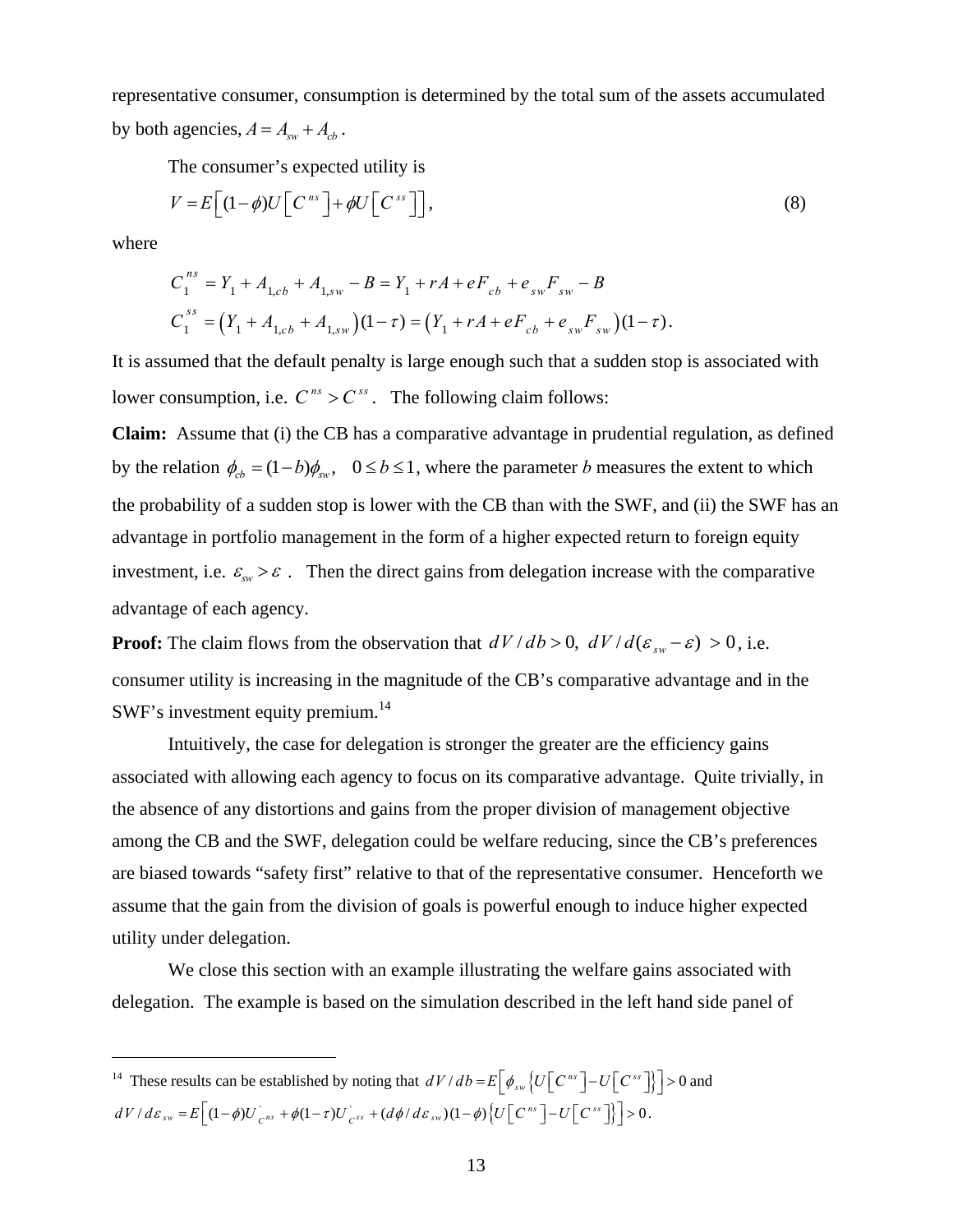representative consumer, consumption is determined by the total sum of the assets accumulated by both agencies, $A = A_{sw} + A_{cb}$.

The consumer's expected utility is

$$V = E\Big[(1-\phi)U\big[C^{ns}\big] + \phi U\big[C^{ss}\big]\Big], \tag{8}$$

where

$$C_1^{ns} = Y_1 + A_{1,cb} + A_{1,sw} - B = Y_1 + rA + eF_{cb} + e_{sw}F_{sw} - B$$

$$C_1^{ss} = \big(Y_1 + A_{1,cb} + A_{1,sw}\big)(1-\tau) = \big(Y_1 + rA + eF_{cb} + e_{sw}F_{sw}\big)(1-\tau).$$

It is assumed that the default penalty is large enough such that a sudden stop is associated with lower consumption, i.e. $C^{ns} > C^{ss}$. The following claim follows:

**Claim:** Assume that (i) the CB has a comparative advantage in prudential regulation, as defined by the relation $\phi_{cb} = (1-b)\phi_{sw}, \quad 0 \le b \le 1$, where the parameter *b* measures the extent to which the probability of a sudden stop is lower with the CB than with the SWF, and (ii) the SWF has an advantage in portfolio management in the form of a higher expected return to foreign equity investment, i.e. $\varepsilon_{sw} > \varepsilon$. Then the direct gains from delegation increase with the comparative advantage of each agency.

**Proof:** The claim flows from the observation that $dV/db > 0,\ dV/d(\varepsilon_{sw} - \varepsilon) > 0$, i.e. consumer utility is increasing in the magnitude of the CB's comparative advantage and in the SWF's investment equity premium.[14]

Intuitively, the case for delegation is stronger the greater are the efficiency gains associated with allowing each agency to focus on its comparative advantage. Quite trivially, in the absence of any distortions and gains from the proper division of management objective among the CB and the SWF, delegation could be welfare reducing, since the CB's preferences are biased towards "safety first" relative to that of the representative consumer. Henceforth we assume that the gain from the division of goals is powerful enough to induce higher expected utility under delegation.

We close this section with an example illustrating the welfare gains associated with delegation. The example is based on the simulation described in the left hand side panel of

---

[14] These results can be established by noting that $dV/db = E\Big[\phi_{sw}\Big\{U\big[C^{ns}\big] - U\big[C^{ss}\big]\Big\}\Big] > 0$ and $dV/d\varepsilon_{sw} = E\Big[(1-\phi)U^{'}_{C^{ns}} + \phi(1-\tau)U^{'}_{C^{ss}} + (d\phi/d\varepsilon_{sw})(1-\phi)\Big\{U\big[C^{ns}\big] - U\big[C^{ss}\big]\Big\}\Big] > 0$.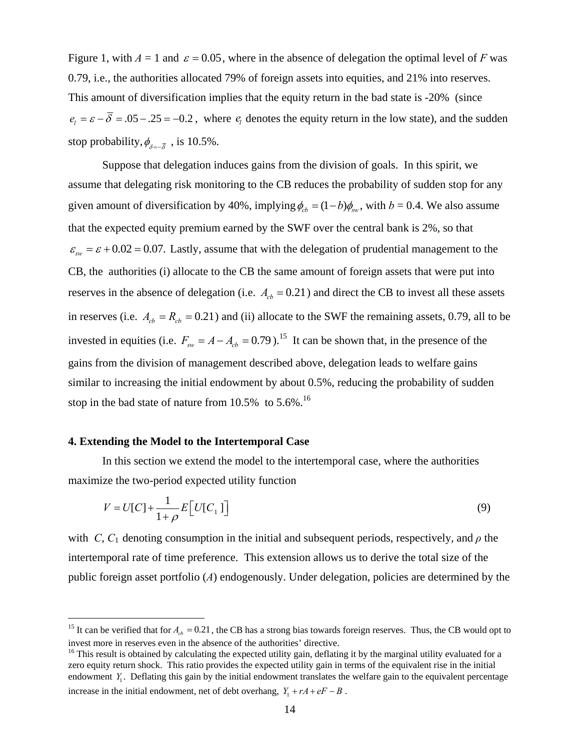Figure 1, with $A$ = 1 and $\varepsilon = 0.05$, where in the absence of delegation the optimal level of $F$ was 0.79, i.e., the authorities allocated 79% of foreign assets into equities, and 21% into reserves. This amount of diversification implies that the equity return in the bad state is -20% (since $e_l = \varepsilon - \overline{\delta} = .05 - .25 = -0.2$, where $e_l$ denotes the equity return in the low state), and the sudden stop probability, $\phi_{\delta=-\overline{\delta}}$, is 10.5%.

Suppose that delegation induces gains from the division of goals. In this spirit, we assume that delegating risk monitoring to the CB reduces the probability of sudden stop for any given amount of diversification by 40%, implying $\phi_{cb} = (1-b)\phi_{sw}$, with $b$ = 0.4. We also assume that the expected equity premium earned by the SWF over the central bank is 2%, so that $\varepsilon_{sw} = \varepsilon + 0.02 = 0.07$. Lastly, assume that with the delegation of prudential management to the CB, the authorities (i) allocate to the CB the same amount of foreign assets that were put into reserves in the absence of delegation (i.e. $A_{cb} = 0.21$) and direct the CB to invest all these assets in reserves (i.e. $A_{cb} = R_{cb} = 0.21$) and (ii) allocate to the SWF the remaining assets, 0.79, all to be invested in equities (i.e. $F_{sw} = A - A_{cb} = 0.79$).[15] It can be shown that, in the presence of the gains from the division of management described above, delegation leads to welfare gains similar to increasing the initial endowment by about 0.5%, reducing the probability of sudden stop in the bad state of nature from 10.5% to 5.6%.[16]

#### 4. Extending the Model to the Intertemporal Case

In this section we extend the model to the intertemporal case, where the authorities maximize the two-period expected utility function

$$V = U[C] + \frac{1}{1+\rho} E\left[U[C_1]\right] \tag{9}$$

with $C$, $C_1$ denoting consumption in the initial and subsequent periods, respectively, and $\rho$ the intertemporal rate of time preference. This extension allows us to derive the total size of the public foreign asset portfolio ($A$) endogenously. Under delegation, policies are determined by the

---

[15] It can be verified that for $A_{cb} = 0.21$, the CB has a strong bias towards foreign reserves. Thus, the CB would opt to invest more in reserves even in the absence of the authorities' directive.

[16] This result is obtained by calculating the expected utility gain, deflating it by the marginal utility evaluated for a zero equity return shock. This ratio provides the expected utility gain in terms of the equivalent rise in the initial endowment $Y_1$. Deflating this gain by the initial endowment translates the welfare gain to the equivalent percentage increase in the initial endowment, net of debt overhang, $Y_1 + rA + eF - B$.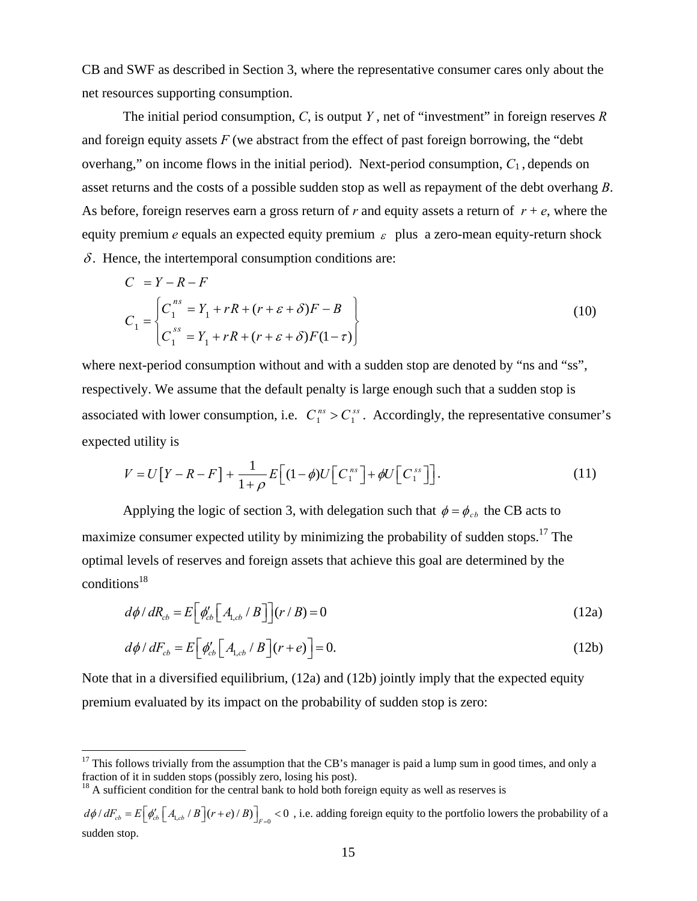CB and SWF as described in Section 3, where the representative consumer cares only about the net resources supporting consumption.

The initial period consumption, $C$, is output $Y$, net of "investment" in foreign reserves $R$ and foreign equity assets $F$ (we abstract from the effect of past foreign borrowing, the "debt overhang," on income flows in the initial period). Next-period consumption, $C_1$, depends on asset returns and the costs of a possible sudden stop as well as repayment of the debt overhang $B$. As before, foreign reserves earn a gross return of $r$ and equity assets a return of $r + e$, where the equity premium $e$ equals an expected equity premium $\varepsilon$ plus a zero-mean equity-return shock $\delta$. Hence, the intertemporal consumption conditions are:

$$
\begin{aligned}
C \; &= Y - R - F \\
C_1 &= \begin{Bmatrix} C_1^{ns} = Y_1 + rR + (r + \varepsilon + \delta)F - B \\ C_1^{ss} = Y_1 + rR + (r + \varepsilon + \delta)F(1 - \tau) \end{Bmatrix}
\end{aligned}
\tag{10}
$$

where next-period consumption without and with a sudden stop are denoted by "ns and "ss", respectively. We assume that the default penalty is large enough such that a sudden stop is associated with lower consumption, i.e. $C_1^{ns} > C_1^{ss}$. Accordingly, the representative consumer's expected utility is

$$
V = U\left[Y - R - F\right] + \frac{1}{1+\rho} E\left[(1-\phi)U\left[C_1^{ns}\right] + \phi U\left[C_1^{ss}\right]\right].
\tag{11}
$$

Applying the logic of section 3, with delegation such that $\phi = \phi_{cb}$ the CB acts to maximize consumer expected utility by minimizing the probability of sudden stops.[17] The optimal levels of reserves and foreign assets that achieve this goal are determined by the conditions[18]

$$
d\phi / dR_{cb} = E\left[\phi'_{cb}\left[A_{1,cb} / B\right]\right](r / B) = 0 \tag{12a}
$$

$$
d\phi / dF_{cb} = E\left[\phi'_{cb}\left[A_{1,cb} / B\right](r + e)\right] = 0. \tag{12b}
$$

Note that in a diversified equilibrium, (12a) and (12b) jointly imply that the expected equity premium evaluated by its impact on the probability of sudden stop is zero:

---

[17] This follows trivially from the assumption that the CB's manager is paid a lump sum in good times, and only a fraction of it in sudden stops (possibly zero, losing his post).

[18] A sufficient condition for the central bank to hold both foreign equity as well as reserves is $d\phi / dF_{cb} = E\left[\phi'_{cb}\left[A_{1,cb} / B\right](r + e) / B)\right]_{F=0} < 0$, i.e. adding foreign equity to the portfolio lowers the probability of a sudden stop.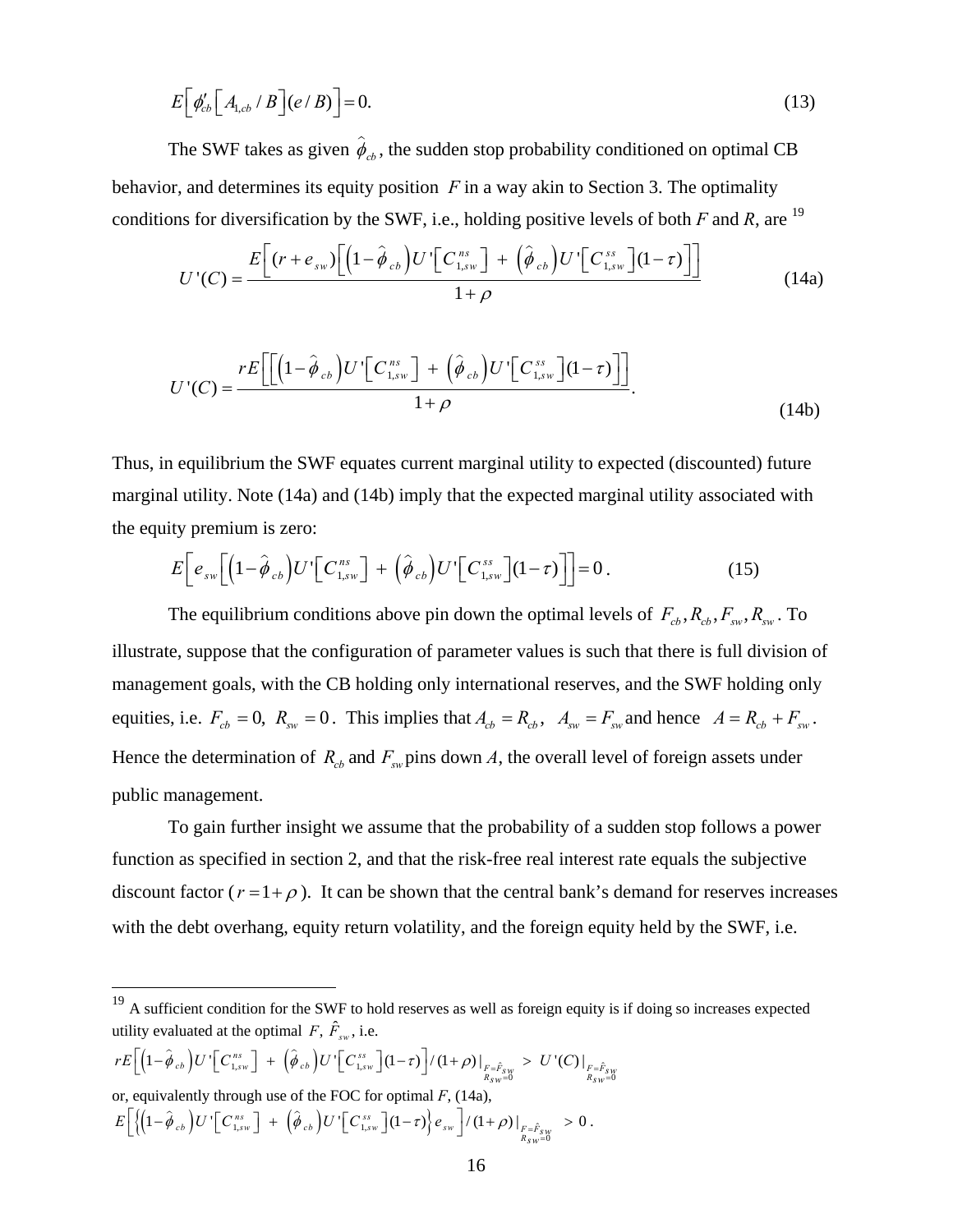$$E\left[\phi'_{cb}\left[A_{1,cb}/B\right](e/B)\right]=0. \tag{13}$$

The SWF takes as given $\hat{\phi}_{cb}$, the sudden stop probability conditioned on optimal CB behavior, and determines its equity position $F$ in a way akin to Section 3. The optimality conditions for diversification by the SWF, i.e., holding positive levels of both $F$ and $R$, are [19]

$$U'(C)=\frac{E\left[(r+e_{sw})\left[\left(1-\hat{\phi}_{cb}\right)U'\left[C_{1,sw}^{ns}\right]+\left(\hat{\phi}_{cb}\right)U'\left[C_{1,sw}^{ss}\right](1-\tau)\right]\right]}{1+\rho} \tag{14a}$$

$$U'(C)=\frac{rE\left[\left[\left(1-\hat{\phi}_{cb}\right)U'\left[C_{1,sw}^{ns}\right]+\left(\hat{\phi}_{cb}\right)U'\left[C_{1,sw}^{ss}\right](1-\tau)\right]\right]}{1+\rho}. \tag{14b}$$

Thus, in equilibrium the SWF equates current marginal utility to expected (discounted) future marginal utility. Note (14a) and (14b) imply that the expected marginal utility associated with the equity premium is zero:

$$E\left[e_{sw}\left[\left(1-\hat{\phi}_{cb}\right)U'\left[C_{1,sw}^{ns}\right]+\left(\hat{\phi}_{cb}\right)U'\left[C_{1,sw}^{ss}\right](1-\tau)\right]\right]=0\,. \tag{15}$$

The equilibrium conditions above pin down the optimal levels of $F_{cb}, R_{cb}, F_{sw}, R_{sw}$. To illustrate, suppose that the configuration of parameter values is such that there is full division of management goals, with the CB holding only international reserves, and the SWF holding only equities, i.e. $F_{cb}=0,\ R_{sw}=0$. This implies that $A_{cb}=R_{cb},\ \ A_{sw}=F_{sw}$ and hence $A=R_{cb}+F_{sw}$. Hence the determination of $R_{cb}$ and $F_{sw}$ pins down $A$, the overall level of foreign assets under public management.

To gain further insight we assume that the probability of a sudden stop follows a power function as specified in section 2, and that the risk-free real interest rate equals the subjective discount factor ($r=1+\rho$). It can be shown that the central bank's demand for reserves increases with the debt overhang, equity return volatility, and the foreign equity held by the SWF, i.e.

---

[19] A sufficient condition for the SWF to hold reserves as well as foreign equity is if doing so increases expected utility evaluated at the optimal $F$, $\hat{F}_{sw}$, i.e.

$$rE\left[\left(1-\hat{\phi}_{cb}\right)U'\left[C_{1,sw}^{ns}\right]+\left(\hat{\phi}_{cb}\right)U'\left[C_{1,sw}^{ss}\right](1-\tau)\right]/(1+\rho)\Big|_{\substack{F=\hat{F}_{SW}\\ R_{SW}=0}} > U'(C)\Big|_{\substack{F=\hat{F}_{SW}\\ R_{SW}=0}}$$

or, equivalently through use of the FOC for optimal $F$, (14a),

$$E\left[\left\{\left(1-\hat{\phi}_{cb}\right)U'\left[C_{1,sw}^{ns}\right]+\left(\hat{\phi}_{cb}\right)U'\left[C_{1,sw}^{ss}\right](1-\tau)\right\}e_{sw}\right]/(1+\rho)\Big|_{\substack{F=\hat{F}_{SW}\\ R_{SW}=0}} > 0\,.$$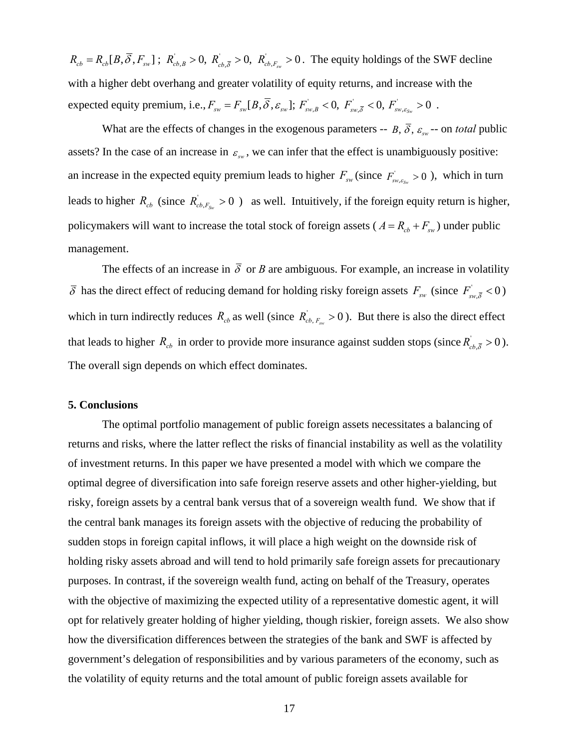$R_{cb} = R_{cb}[B, \overline{\delta}, F_{sw}]$ ; $R^{'}_{cb,B} > 0,\ R^{'}_{cb,\overline{\delta}} > 0,\ R^{'}_{cb,F_{sw}} > 0$. The equity holdings of the SWF decline with a higher debt overhang and greater volatility of equity returns, and increase with the expected equity premium, i.e., $F_{sw} = F_{sw}[B, \overline{\delta}, \varepsilon_{sw}]$; $F^{'}_{sw,B} < 0,\ F^{'}_{sw,\overline{\delta}} < 0,\ F^{'}_{sw,\varepsilon_{Sw}} > 0$ .

What are the effects of changes in the exogenous parameters -- $B, \overline{\delta}, \varepsilon_{sw}$ -- on *total* public assets? In the case of an increase in $\varepsilon_{sw}$, we can infer that the effect is unambiguously positive: an increase in the expected equity premium leads to higher $F_{sw}$ (since $F^{'}_{sw,\varepsilon_{Sw}} > 0$ ), which in turn leads to higher $R_{cb}$ (since $R^{'}_{cb,F_{Sw}} > 0$ ) as well. Intuitively, if the foreign equity return is higher, policymakers will want to increase the total stock of foreign assets ( $A = R_{cb} + F_{sw}$ ) under public management.

The effects of an increase in $\overline{\delta}$ or *B* are ambiguous. For example, an increase in volatility $\overline{\delta}$ has the direct effect of reducing demand for holding risky foreign assets $F_{sw}$ (since $F^{'}_{sw,\overline{\delta}} < 0$ ) which in turn indirectly reduces $R_{cb}$ as well (since $R^{'}_{cb,F_{sw}} > 0$ ). But there is also the direct effect that leads to higher $R_{cb}$ in order to provide more insurance against sudden stops (since $R^{'}_{cb,\overline{\delta}} > 0$ ). The overall sign depends on which effect dominates.

## 5. Conclusions

The optimal portfolio management of public foreign assets necessitates a balancing of returns and risks, where the latter reflect the risks of financial instability as well as the volatility of investment returns. In this paper we have presented a model with which we compare the optimal degree of diversification into safe foreign reserve assets and other higher-yielding, but risky, foreign assets by a central bank versus that of a sovereign wealth fund. We show that if the central bank manages its foreign assets with the objective of reducing the probability of sudden stops in foreign capital inflows, it will place a high weight on the downside risk of holding risky assets abroad and will tend to hold primarily safe foreign assets for precautionary purposes. In contrast, if the sovereign wealth fund, acting on behalf of the Treasury, operates with the objective of maximizing the expected utility of a representative domestic agent, it will opt for relatively greater holding of higher yielding, though riskier, foreign assets. We also show how the diversification differences between the strategies of the bank and SWF is affected by government's delegation of responsibilities and by various parameters of the economy, such as the volatility of equity returns and the total amount of public foreign assets available for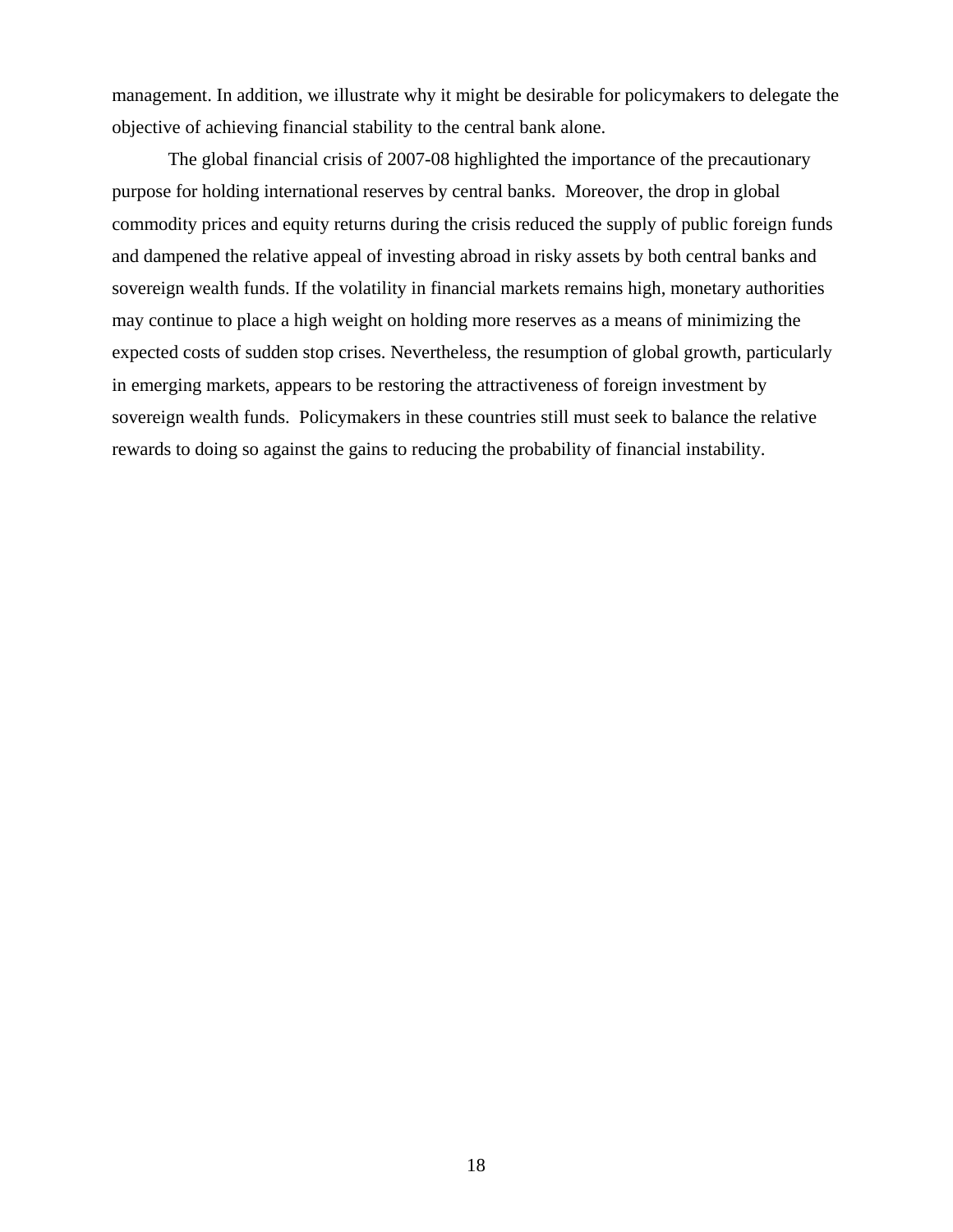management. In addition, we illustrate why it might be desirable for policymakers to delegate the objective of achieving financial stability to the central bank alone.

The global financial crisis of 2007-08 highlighted the importance of the precautionary purpose for holding international reserves by central banks. Moreover, the drop in global commodity prices and equity returns during the crisis reduced the supply of public foreign funds and dampened the relative appeal of investing abroad in risky assets by both central banks and sovereign wealth funds. If the volatility in financial markets remains high, monetary authorities may continue to place a high weight on holding more reserves as a means of minimizing the expected costs of sudden stop crises. Nevertheless, the resumption of global growth, particularly in emerging markets, appears to be restoring the attractiveness of foreign investment by sovereign wealth funds. Policymakers in these countries still must seek to balance the relative rewards to doing so against the gains to reducing the probability of financial instability.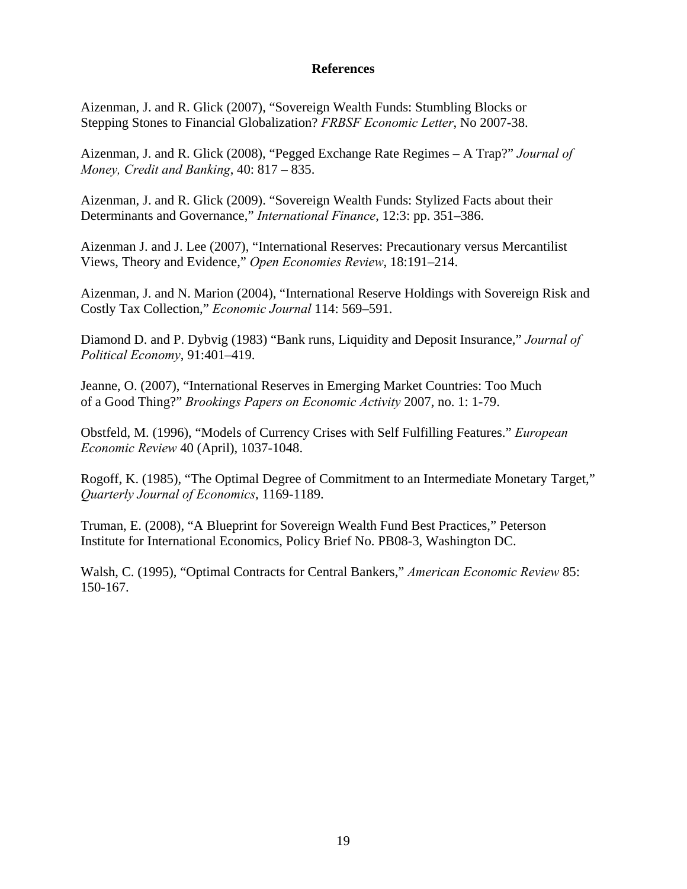# References

Aizenman, J. and R. Glick (2007), "Sovereign Wealth Funds: Stumbling Blocks or Stepping Stones to Financial Globalization? *FRBSF Economic Letter*, No 2007-38.

Aizenman, J. and R. Glick (2008), "Pegged Exchange Rate Regimes – A Trap?" *Journal of Money, Credit and Banking*, 40: 817 – 835.

Aizenman, J. and R. Glick (2009). "Sovereign Wealth Funds: Stylized Facts about their Determinants and Governance," *International Finance*, 12:3: pp. 351–386.

Aizenman J. and J. Lee (2007), "International Reserves: Precautionary versus Mercantilist Views, Theory and Evidence," *Open Economies Review*, 18:191–214.

Aizenman, J. and N. Marion (2004), "International Reserve Holdings with Sovereign Risk and Costly Tax Collection," *Economic Journal* 114: 569–591.

Diamond D. and P. Dybvig (1983) "Bank runs, Liquidity and Deposit Insurance," *Journal of Political Economy*, 91:401–419.

Jeanne, O. (2007), "International Reserves in Emerging Market Countries: Too Much of a Good Thing?" *Brookings Papers on Economic Activity* 2007, no. 1: 1-79.

Obstfeld, M. (1996), "Models of Currency Crises with Self Fulfilling Features." *European Economic Review* 40 (April), 1037-1048.

Rogoff, K. (1985), "The Optimal Degree of Commitment to an Intermediate Monetary Target," *Quarterly Journal of Economics*, 1169-1189.

Truman, E. (2008), "A Blueprint for Sovereign Wealth Fund Best Practices," Peterson Institute for International Economics, Policy Brief No. PB08-3, Washington DC.

Walsh, C. (1995), "Optimal Contracts for Central Bankers," *American Economic Review* 85: 150-167.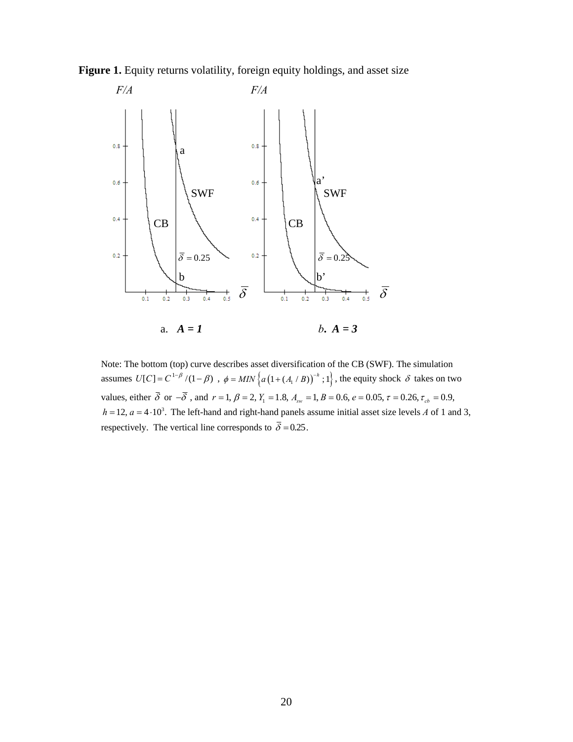**Figure 1.** Equity returns volatility, foreign equity holdings, and asset size

a. ***A = 1***

*b*. ***A = 3***

Note: The bottom (top) curve describes asset diversification of the CB (SWF). The simulation assumes $U[C]=C^{1-\beta}/(1-\beta)$ , $\phi = MIN\left\{a\left(1+(A_1/B)\right)^{-h};1\right\}$, the equity shock $\delta$ takes on two values, either $\bar{\delta}$ or $-\bar{\delta}$ , and $r=1, \beta=2, Y_1=1.8, A_{sw}=1, B=0.6, e=0.05, \tau=0.26, \tau_{cb}=0.9,$ $h=12, a=4\cdot 10^3$. The left-hand and right-hand panels assume initial asset size levels $A$ of 1 and 3, respectively. The vertical line corresponds to $\bar{\delta}=0.25$.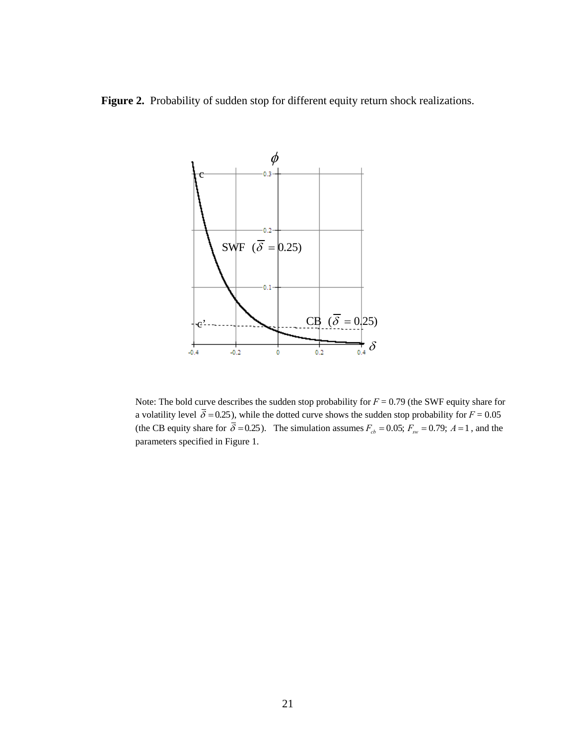**Figure 2.** Probability of sudden stop for different equity return shock realizations.

Note: The bold curve describes the sudden stop probability for $F = 0.79$ (the SWF equity share for a volatility level $\bar{\delta} = 0.25$), while the dotted curve shows the sudden stop probability for $F = 0.05$ (the CB equity share for $\bar{\delta} = 0.25$). The simulation assumes $F_{cb} = 0.05$; $F_{sw} = 0.79$; $A = 1$, and the parameters specified in Figure 1.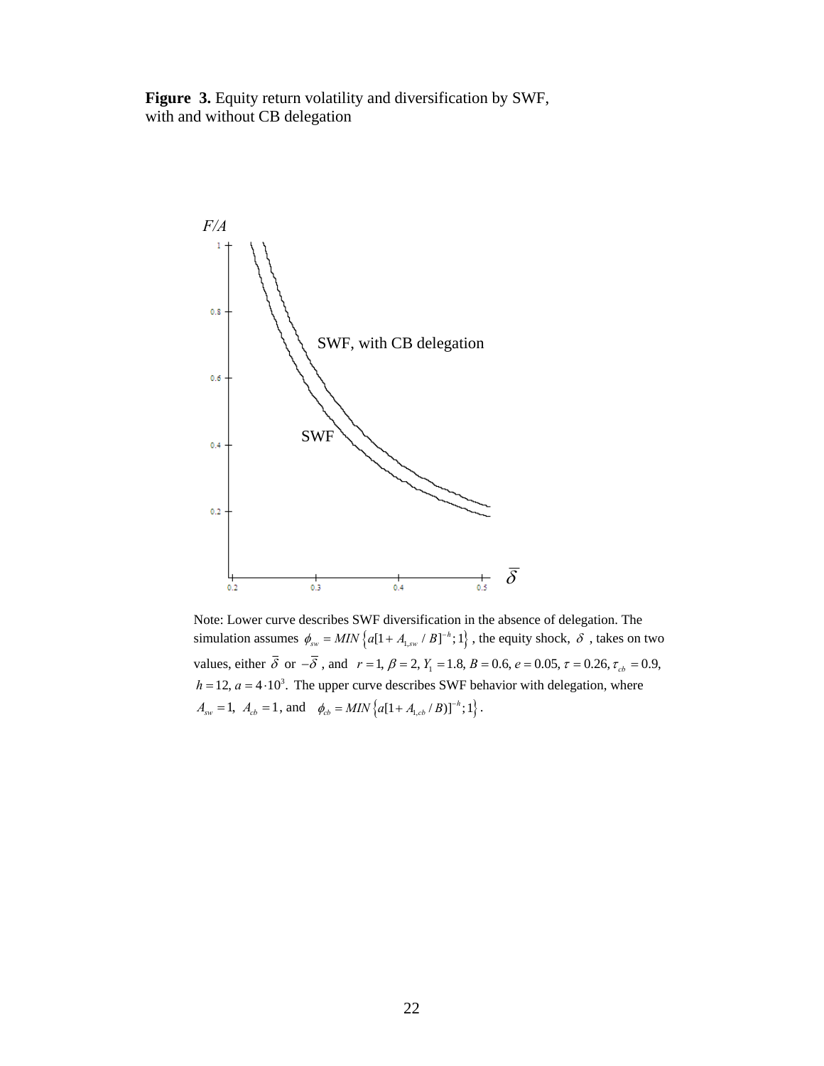**Figure 3.** Equity return volatility and diversification by SWF, with and without CB delegation

F/A

1

0.8

0.6

0.4

0.2

0.2

0.3

0.4

0.5

$\bar{\delta}$

SWF, with CB delegation

SWF

Note: Lower curve describes SWF diversification in the absence of delegation. The simulation assumes $\phi_{sw} = MIN\left\{a[1+ A_{1,sw} / B]^{-h}; 1\right\}$, the equity shock, $\delta$, takes on two values, either $\bar{\delta}$ or $-\bar{\delta}$, and $r = 1, \beta = 2, Y_1 = 1.8, B = 0.6, e = 0.05, \tau = 0.26, \tau_{cb} = 0.9,$ $h = 12, a = 4 \cdot 10^3$. The upper curve describes SWF behavior with delegation, where $A_{sw} = 1,\ A_{cb} = 1$, and $\phi_{cb} = MIN\left\{a[1+ A_{1,cb} / B)]^{-h}; 1\right\}$.